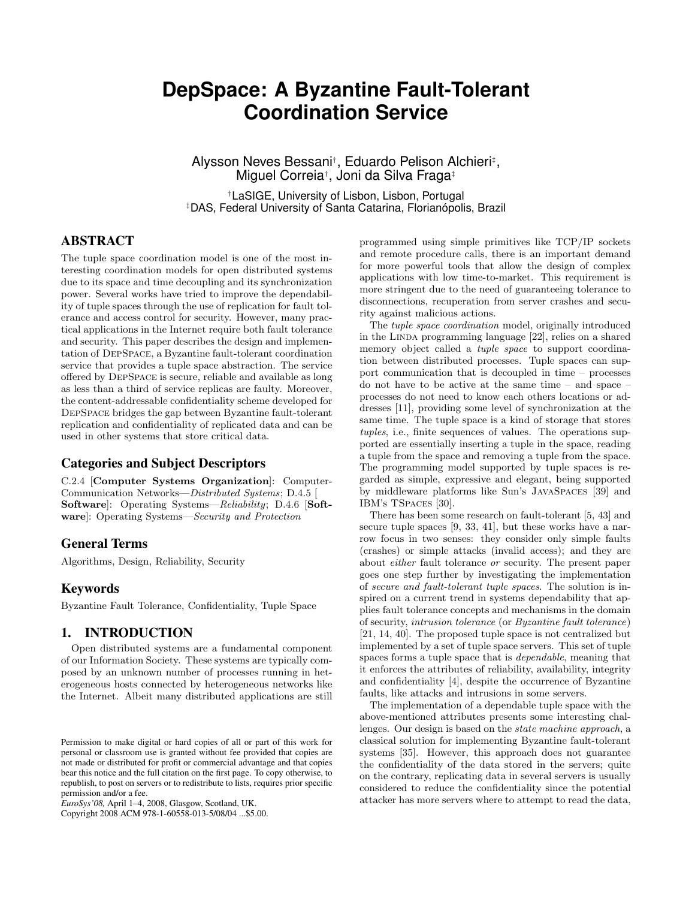# DepSpace: A Byzantine Fault-Tolerant Coordination Service

Alysson Neves Bessani[†], Eduardo Pelison Alchieri[‡], Miguel Correia[†], Joni da Silva Fraga[‡]

[†]LaSIGE, University of Lisbon, Lisbon, Portugal
[‡]DAS, Federal University of Santa Catarina, Florianópolis, Brazil

## ABSTRACT

The tuple space coordination model is one of the most interesting coordination models for open distributed systems due to its space and time decoupling and its synchronization power. Several works have tried to improve the dependability of tuple spaces through the use of replication for fault tolerance and access control for security. However, many practical applications in the Internet require both fault tolerance and security. This paper describes the design and implementation of DepSpace, a Byzantine fault-tolerant coordination service that provides a tuple space abstraction. The service offered by DepSpace is secure, reliable and available as long as less than a third of service replicas are faulty. Moreover, the content-addressable confidentiality scheme developed for DepSpace bridges the gap between Byzantine fault-tolerant replication and confidentiality of replicated data and can be used in other systems that store critical data.

### Categories and Subject Descriptors

C.2.4 [**Computer Systems Organization**]: Computer-Communication Networks—*Distributed Systems*; D.4.5 [ **Software**]: Operating Systems—*Reliability*; D.4.6 [**Software**]: Operating Systems—*Security and Protection*

### General Terms

Algorithms, Design, Reliability, Security

### Keywords

Byzantine Fault Tolerance, Confidentiality, Tuple Space

## 1. INTRODUCTION

Open distributed systems are a fundamental component of our Information Society. These systems are typically composed by an unknown number of processes running in heterogeneous hosts connected by heterogeneous networks like the Internet. Albeit many distributed applications are still programmed using simple primitives like TCP/IP sockets and remote procedure calls, there is an important demand for more powerful tools that allow the design of complex applications with low time-to-market. This requirement is more stringent due to the need of guaranteeing tolerance to disconnections, recuperation from server crashes and security against malicious actions.

The *tuple space coordination* model, originally introduced in the LINDA programming language [22], relies on a shared memory object called a *tuple space* to support coordination between distributed processes. Tuple spaces can support communication that is decoupled in time – processes do not have to be active at the same time – and space – processes do not need to know each others locations or addresses [11], providing some level of synchronization at the same time. The tuple space is a kind of storage that stores *tuples*, i.e., finite sequences of values. The operations supported are essentially inserting a tuple in the space, reading a tuple from the space and removing a tuple from the space. The programming model supported by tuple spaces is regarded as simple, expressive and elegant, being supported by middleware platforms like Sun's JAVASPACES [39] and IBM's TSPACES [30].

There has been some research on fault-tolerant [5, 43] and secure tuple spaces [9, 33, 41], but these works have a narrow focus in two senses: they consider only simple faults (crashes) or simple attacks (invalid access); and they are about *either* fault tolerance *or* security. The present paper goes one step further by investigating the implementation of *secure and fault-tolerant tuple spaces*. The solution is inspired on a current trend in systems dependability that applies fault tolerance concepts and mechanisms in the domain of security, *intrusion tolerance* (or *Byzantine fault tolerance*) [21, 14, 40]. The proposed tuple space is not centralized but implemented by a set of tuple space servers. This set of tuple spaces forms a tuple space that is *dependable*, meaning that it enforces the attributes of reliability, availability, integrity and confidentiality [4], despite the occurrence of Byzantine faults, like attacks and intrusions in some servers.

The implementation of a dependable tuple space with the above-mentioned attributes presents some interesting challenges. Our design is based on the *state machine approach*, a classical solution for implementing Byzantine fault-tolerant systems [35]. However, this approach does not guarantee the confidentiality of the data stored in the servers; quite on the contrary, replicating data in several servers is usually considered to reduce the confidentiality since the potential attacker has more servers where to attempt to read the data,

Permission to make digital or hard copies of all or part of this work for personal or classroom use is granted without fee provided that copies are not made or distributed for profit or commercial advantage and that copies bear this notice and the full citation on the first page. To copy otherwise, to republish, to post on servers or to redistribute to lists, requires prior specific permission and/or a fee.
*EuroSys'08,* April 1–4, 2008, Glasgow, Scotland, UK.
Copyright 2008 ACM 978-1-60558-013-5/08/04 ...$5.00.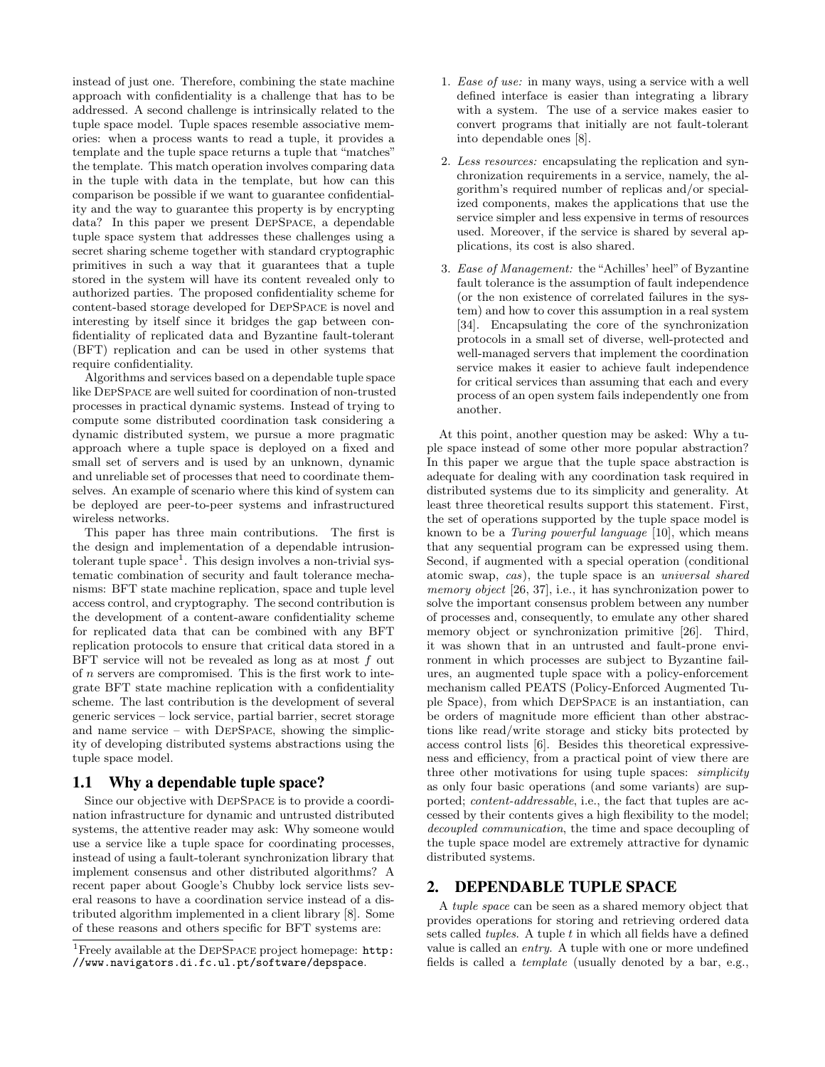instead of just one. Therefore, combining the state machine approach with confidentiality is a challenge that has to be addressed. A second challenge is intrinsically related to the tuple space model. Tuple spaces resemble associative memories: when a process wants to read a tuple, it provides a template and the tuple space returns a tuple that "matches" the template. This match operation involves comparing data in the tuple with data in the template, but how can this comparison be possible if we want to guarantee confidentiality and the way to guarantee this property is by encrypting data? In this paper we present DepSpace, a dependable tuple space system that addresses these challenges using a secret sharing scheme together with standard cryptographic primitives in such a way that it guarantees that a tuple stored in the system will have its content revealed only to authorized parties. The proposed confidentiality scheme for content-based storage developed for DepSpace is novel and interesting by itself since it bridges the gap between confidentiality of replicated data and Byzantine fault-tolerant (BFT) replication and can be used in other systems that require confidentiality.

Algorithms and services based on a dependable tuple space like DepSpace are well suited for coordination of non-trusted processes in practical dynamic systems. Instead of trying to compute some distributed coordination task considering a dynamic distributed system, we pursue a more pragmatic approach where a tuple space is deployed on a fixed and small set of servers and is used by an unknown, dynamic and unreliable set of processes that need to coordinate themselves. An example of scenario where this kind of system can be deployed are peer-to-peer systems and infrastructured wireless networks.

This paper has three main contributions. The first is the design and implementation of a dependable intrusion-tolerant tuple space[1]. This design involves a non-trivial systematic combination of security and fault tolerance mechanisms: BFT state machine replication, space and tuple level access control, and cryptography. The second contribution is the development of a content-aware confidentiality scheme for replicated data that can be combined with any BFT replication protocols to ensure that critical data stored in a BFT service will not be revealed as long as at most $f$ out of $n$ servers are compromised. This is the first work to integrate BFT state machine replication with a confidentiality scheme. The last contribution is the development of several generic services – lock service, partial barrier, secret storage and name service – with DepSpace, showing the simplicity of developing distributed systems abstractions using the tuple space model.

## 1.1 Why a dependable tuple space?

Since our objective with DepSpace is to provide a coordination infrastructure for dynamic and untrusted distributed systems, the attentive reader may ask: Why someone would use a service like a tuple space for coordinating processes, instead of using a fault-tolerant synchronization library that implement consensus and other distributed algorithms? A recent paper about Google's Chubby lock service lists several reasons to have a coordination service instead of a distributed algorithm implemented in a client library [8]. Some of these reasons and others specific for BFT systems are:

1. *Ease of use:* in many ways, using a service with a well defined interface is easier than integrating a library with a system. The use of a service makes easier to convert programs that initially are not fault-tolerant into dependable ones [8].
2. *Less resources:* encapsulating the replication and synchronization requirements in a service, namely, the algorithm's required number of replicas and/or specialized components, makes the applications that use the service simpler and less expensive in terms of resources used. Moreover, if the service is shared by several applications, its cost is also shared.
3. *Ease of Management:* the "Achilles' heel" of Byzantine fault tolerance is the assumption of fault independence (or the non existence of correlated failures in the system) and how to cover this assumption in a real system [34]. Encapsulating the core of the synchronization protocols in a small set of diverse, well-protected and well-managed servers that implement the coordination service makes it easier to achieve fault independence for critical services than assuming that each and every process of an open system fails independently one from another.

At this point, another question may be asked: Why a tuple space instead of some other more popular abstraction? In this paper we argue that the tuple space abstraction is adequate for dealing with any coordination task required in distributed systems due to its simplicity and generality. At least three theoretical results support this statement. First, the set of operations supported by the tuple space model is known to be a *Turing powerful language* [10], which means that any sequential program can be expressed using them. Second, if augmented with a special operation (conditional atomic swap, *cas*), the tuple space is an *universal shared memory object* [26, 37], i.e., it has synchronization power to solve the important consensus problem between any number of processes and, consequently, to emulate any other shared memory object or synchronization primitive [26]. Third, it was shown that in an untrusted and fault-prone environment in which processes are subject to Byzantine failures, an augmented tuple space with a policy-enforcement mechanism called PEATS (Policy-Enforced Augmented Tuple Space), from which DepSpace is an instantiation, can be orders of magnitude more efficient than other abstractions like read/write storage and sticky bits protected by access control lists [6]. Besides this theoretical expressiveness and efficiency, from a practical point of view there are three other motivations for using tuple spaces: *simplicity* as only four basic operations (and some variants) are supported; *content-addressable*, i.e., the fact that tuples are accessed by their contents gives a high flexibility to the model; *decoupled communication*, the time and space decoupling of the tuple space model are extremely attractive for dynamic distributed systems.

## 2. DEPENDABLE TUPLE SPACE

A *tuple space* can be seen as a shared memory object that provides operations for storing and retrieving ordered data sets called *tuples*. A tuple $t$ in which all fields have a defined value is called an *entry*. A tuple with one or more undefined fields is called a *template* (usually denoted by a bar, e.g.,

[1]Freely available at the DepSpace project homepage: http://www.navigators.di.fc.ul.pt/software/depspace.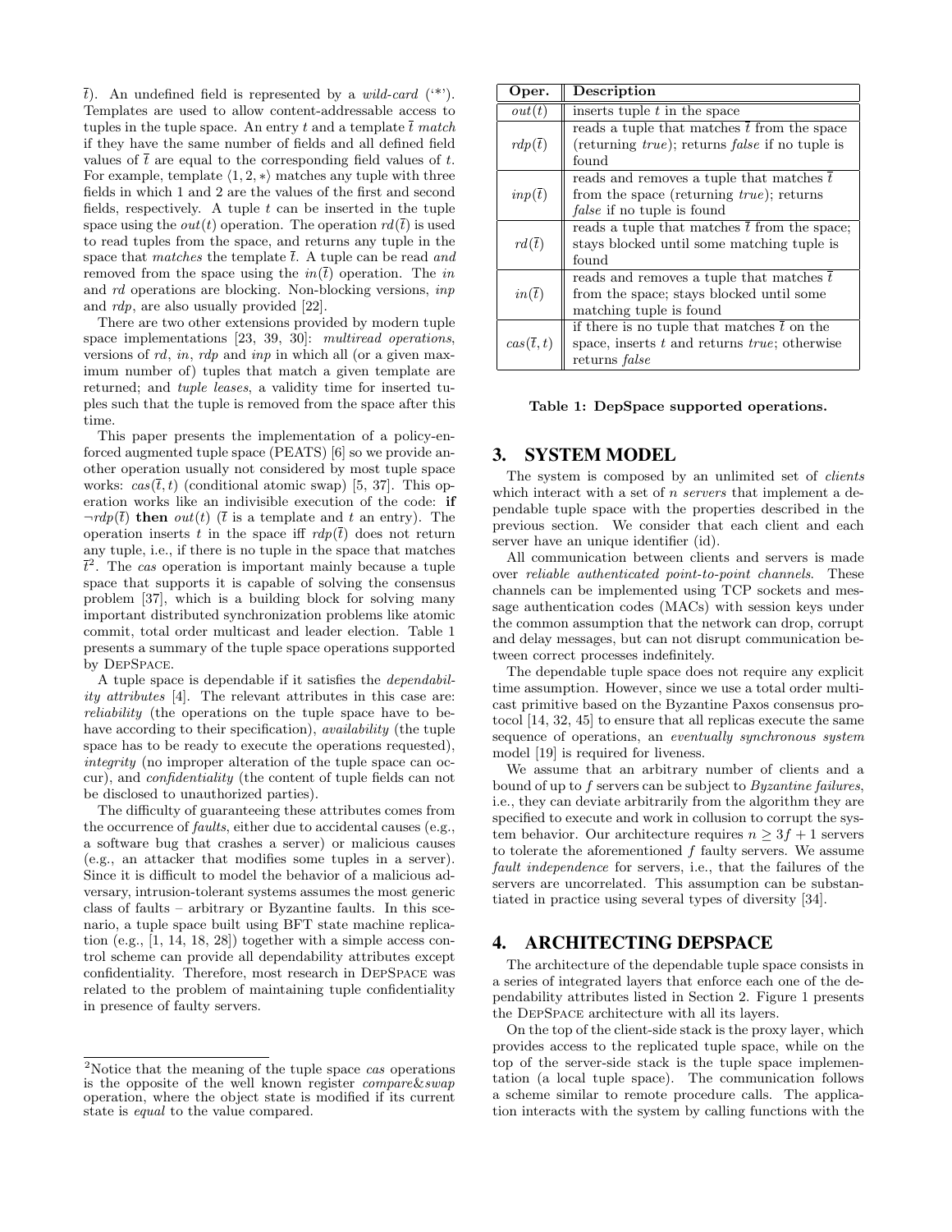$\bar{t}$). An undefined field is represented by a *wild-card* ('*'). Templates are used to allow content-addressable access to tuples in the tuple space. An entry $t$ and a template $\bar{t}$ *match* if they have the same number of fields and all defined field values of $\bar{t}$ are equal to the corresponding field values of $t$. For example, template $\langle 1, 2, * \rangle$ matches any tuple with three fields in which 1 and 2 are the values of the first and second fields, respectively. A tuple $t$ can be inserted in the tuple space using the $out(t)$ operation. The operation $rd(\bar{t})$ is used to read tuples from the space, and returns any tuple in the space that *matches* the template $\bar{t}$. A tuple can be read *and* removed from the space using the $in(\bar{t})$ operation. The *in* and *rd* operations are blocking. Non-blocking versions, *inp* and *rdp*, are also usually provided [22].

There are two other extensions provided by modern tuple space implementations [23, 39, 30]: *multiread operations*, versions of *rd*, *in*, *rdp* and *inp* in which all (or a given maximum number of) tuples that match a given template are returned; and *tuple leases*, a validity time for inserted tuples such that the tuple is removed from the space after this time.

This paper presents the implementation of a policy-enforced augmented tuple space (PEATS) [6] so we provide another operation usually not considered by most tuple space works: $cas(\bar{t}, t)$ (conditional atomic swap) [5, 37]. This operation works like an indivisible execution of the code: **if** $\neg rdp(\bar{t})$ **then** $out(t)$ ($\bar{t}$ is a template and $t$ an entry). The operation inserts $t$ in the space iff $rdp(\bar{t})$ does not return any tuple, i.e., if there is no tuple in the space that matches $\bar{t}$[2]. The *cas* operation is important mainly because a tuple space that supports it is capable of solving the consensus problem [37], which is a building block for solving many important distributed synchronization problems like atomic commit, total order multicast and leader election. Table 1 presents a summary of the tuple space operations supported by DepSpace.

A tuple space is dependable if it satisfies the *dependability attributes* [4]. The relevant attributes in this case are: *reliability* (the operations on the tuple space have to behave according to their specification), *availability* (the tuple space has to be ready to execute the operations requested), *integrity* (no improper alteration of the tuple space can occur), and *confidentiality* (the content of tuple fields can not be disclosed to unauthorized parties).

The difficulty of guaranteeing these attributes comes from the occurrence of *faults*, either due to accidental causes (e.g., a software bug that crashes a server) or malicious causes (e.g., an attacker that modifies some tuples in a server). Since it is difficult to model the behavior of a malicious adversary, intrusion-tolerant systems assumes the most generic class of faults – arbitrary or Byzantine faults. In this scenario, a tuple space built using BFT state machine replication (e.g., [1, 14, 18, 28]) together with a simple access control scheme can provide all dependability attributes except confidentiality. Therefore, most research in DepSpace was related to the problem of maintaining tuple confidentiality in presence of faulty servers.

[2]Notice that the meaning of the tuple space *cas* operations is the opposite of the well known register *compare&swap* operation, where the object state is modified if its current state is *equal* to the value compared.

| Oper. | Description |
|---|---|
| $out(t)$ | inserts tuple $t$ in the space |
| $rdp(\bar{t})$ | reads a tuple that matches $\bar{t}$ from the space (returning *true*); returns *false* if no tuple is found |
| $inp(\bar{t})$ | reads and removes a tuple that matches $\bar{t}$ from the space (returning *true*); returns *false* if no tuple is found |
| $rd(\bar{t})$ | reads a tuple that matches $\bar{t}$ from the space; stays blocked until some matching tuple is found |
| $in(\bar{t})$ | reads and removes a tuple that matches $\bar{t}$ from the space; stays blocked until some matching tuple is found |
| $cas(\bar{t}, t)$ | if there is no tuple that matches $\bar{t}$ on the space, inserts $t$ and returns *true*; otherwise returns *false* |

**Table 1: DepSpace supported operations.**

## 3. SYSTEM MODEL

The system is composed by an unlimited set of *clients* which interact with a set of $n$ *servers* that implement a dependable tuple space with the properties described in the previous section. We consider that each client and each server have an unique identifier (id).

All communication between clients and servers is made over *reliable authenticated point-to-point channels*. These channels can be implemented using TCP sockets and message authentication codes (MACs) with session keys under the common assumption that the network can drop, corrupt and delay messages, but can not disrupt communication between correct processes indefinitely.

The dependable tuple space does not require any explicit time assumption. However, since we use a total order multicast primitive based on the Byzantine Paxos consensus protocol [14, 32, 45] to ensure that all replicas execute the same sequence of operations, an *eventually synchronous system* model [19] is required for liveness.

We assume that an arbitrary number of clients and a bound of up to $f$ servers can be subject to *Byzantine failures*, i.e., they can deviate arbitrarily from the algorithm they are specified to execute and work in collusion to corrupt the system behavior. Our architecture requires $n \geq 3f + 1$ servers to tolerate the aforementioned $f$ faulty servers. We assume *fault independence* for servers, i.e., that the failures of the servers are uncorrelated. This assumption can be substantiated in practice using several types of diversity [34].

## 4. ARCHITECTING DEPSPACE

The architecture of the dependable tuple space consists in a series of integrated layers that enforce each one of the dependability attributes listed in Section 2. Figure 1 presents the DepSpace architecture with all its layers.

On the top of the client-side stack is the proxy layer, which provides access to the replicated tuple space, while on the top of the server-side stack is the tuple space implementation (a local tuple space). The communication follows a scheme similar to remote procedure calls. The application interacts with the system by calling functions with the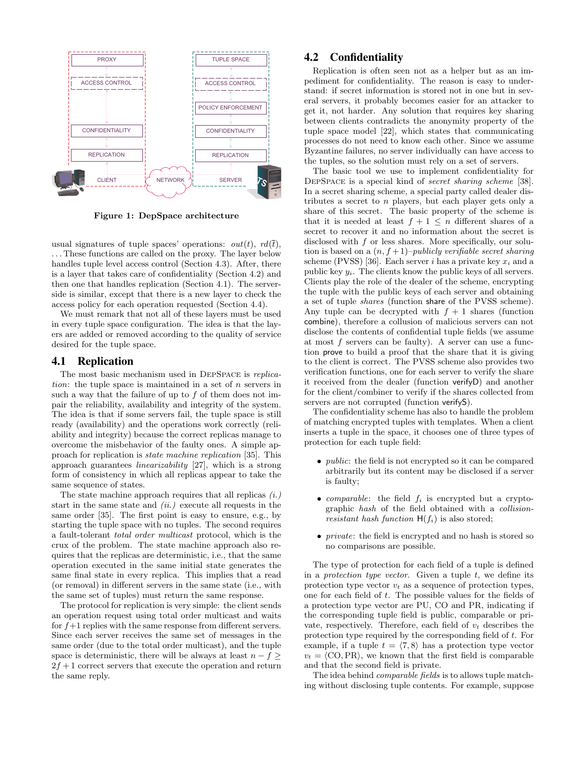PROXY

ACCESS CONTROL

CONFIDENTIALITY

REPLICATION

CLIENT

NETWORK

TUPLE SPACE

ACCESS CONTROL

POLICY ENFORCEMENT

CONFIDENTIALITY

REPLICATION

SERVER

**Figure 1: DepSpace architecture**

usual signatures of tuple spaces' operations: $out(t)$, $rd(\bar{t})$, ... These functions are called on the proxy. The layer below handles tuple level access control (Section 4.3). After, there is a layer that takes care of confidentiality (Section 4.2) and then one that handles replication (Section 4.1). The server-side is similar, except that there is a new layer to check the access policy for each operation requested (Section 4.4).

We must remark that not all of these layers must be used in every tuple space configuration. The idea is that the layers are added or removed according to the quality of service desired for the tuple space.

## 4.1 Replication

The most basic mechanism used in DepSpace is *replication*: the tuple space is maintained in a set of $n$ servers in such a way that the failure of up to $f$ of them does not impair the reliability, availability and integrity of the system. The idea is that if some servers fail, the tuple space is still ready (availability) and the operations work correctly (reliability and integrity) because the correct replicas manage to overcome the misbehavior of the faulty ones. A simple approach for replication is *state machine replication* [35]. This approach guarantees *linearizability* [27], which is a strong form of consistency in which all replicas appear to take the same sequence of states.

The state machine approach requires that all replicas *(i.)* start in the same state and *(ii.)* execute all requests in the same order [35]. The first point is easy to ensure, e.g., by starting the tuple space with no tuples. The second requires a fault-tolerant *total order multicast* protocol, which is the crux of the problem. The state machine approach also requires that the replicas are deterministic, i.e., that the same operation executed in the same initial state generates the same final state in every replica. This implies that a read (or removal) in different servers in the same state (i.e., with the same set of tuples) must return the same response.

The protocol for replication is very simple: the client sends an operation request using total order multicast and waits for $f+1$ replies with the same response from different servers. Since each server receives the same set of messages in the same order (due to the total order multicast), and the tuple space is deterministic, there will be always at least $n - f \geq 2f+1$ correct servers that execute the operation and return the same reply.

## 4.2 Confidentiality

Replication is often seen not as a helper but as an impediment for confidentiality. The reason is easy to understand: if secret information is stored not in one but in several servers, it probably becomes easier for an attacker to get it, not harder. Any solution that requires key sharing between clients contradicts the anonymity property of the tuple space model [22], which states that communicating processes do not need to know each other. Since we assume Byzantine failures, no server individually can have access to the tuples, so the solution must rely on a set of servers.

The basic tool we use to implement confidentiality for DepSpace is a special kind of *secret sharing scheme* [38]. In a secret sharing scheme, a special party called dealer distributes a secret to $n$ players, but each player gets only a share of this secret. The basic property of the scheme is that it is needed at least $f+1 \leq n$ different shares of a secret to recover it and no information about the secret is disclosed with $f$ or less shares. More specifically, our solution is based on a $(n, f+1)$–*publicly verifiable secret sharing* scheme (PVSS) [36]. Each server $i$ has a private key $x_i$ and a public key $y_i$. The clients know the public keys of all servers. Clients play the role of the dealer of the scheme, encrypting the tuple with the public keys of each server and obtaining a set of tuple *shares* (function share of the PVSS scheme). Any tuple can be decrypted with $f+1$ shares (function combine), therefore a collusion of malicious servers can not disclose the contents of confidential tuple fields (we assume at most $f$ servers can be faulty). A server can use a function prove to build a proof that the share that it is giving to the client is correct. The PVSS scheme also provides two verification functions, one for each server to verify the share it received from the dealer (function verifyD) and another for the client/combiner to verify if the shares collected from servers are not corrupted (function verifyS).

The confidentiality scheme has also to handle the problem of matching encrypted tuples with templates. When a client inserts a tuple in the space, it chooses one of three types of protection for each tuple field:

- *public*: the field is not encrypted so it can be compared arbitrarily but its content may be disclosed if a server is faulty;
- *comparable*: the field $f_i$ is encrypted but a cryptographic *hash* of the field obtained with a *collision-resistant hash function* $\mathsf{H}(f_i)$ is also stored;
- *private*: the field is encrypted and no hash is stored so no comparisons are possible.

The type of protection for each field of a tuple is defined in a *protection type vector*. Given a tuple $t$, we define its protection type vector $v_t$ as a sequence of protection types, one for each field of $t$. The possible values for the fields of a protection type vector are PU, CO and PR, indicating if the corresponding tuple field is public, comparable or private, respectively. Therefore, each field of $v_t$ describes the protection type required by the corresponding field of $t$. For example, if a tuple $t = \langle 7, 8 \rangle$ has a protection type vector $v_t = \langle \text{CO}, \text{PR} \rangle$, we known that the first field is comparable and that the second field is private.

The idea behind *comparable fields* is to allows tuple matching without disclosing tuple contents. For example, suppose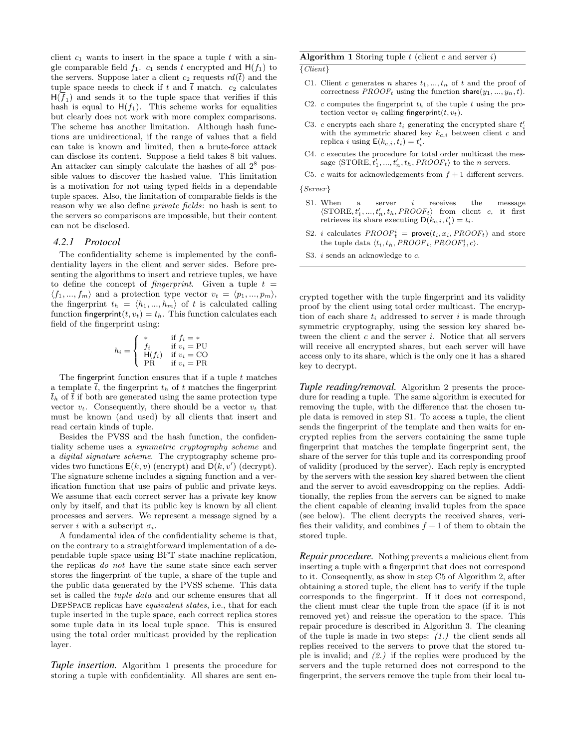client $c_1$ wants to insert in the space a tuple $t$ with a single comparable field $f_1$. $c_1$ sends $t$ encrypted and $\mathsf{H}(f_1)$ to the servers. Suppose later a client $c_2$ requests $rd(\overline{t})$ and the tuple space needs to check if $t$ and $\overline{t}$ match. $c_2$ calculates $\mathsf{H}(\overline{f}_1)$ and sends it to the tuple space that verifies if this hash is equal to $\mathsf{H}(f_1)$. This scheme works for equalities but clearly does not work with more complex comparisons. The scheme has another limitation. Although hash functions are unidirectional, if the range of values that a field can take is known and limited, then a brute-force attack can disclose its content. Suppose a field takes 8 bit values. An attacker can simply calculate the hashes of all $2^8$ possible values to discover the hashed value. This limitation is a motivation for not using typed fields in a dependable tuple spaces. Also, the limitation of comparable fields is the reason why we also define *private fields*: no hash is sent to the servers so comparisons are impossible, but their content can not be disclosed.

### 4.2.1 Protocol

The confidentiality scheme is implemented by the confidentiality layers in the client and server sides. Before presenting the algorithms to insert and retrieve tuples, we have to define the concept of *fingerprint*. Given a tuple $t = \langle f_1, ..., f_m \rangle$ and a protection type vector $v_t = \langle p_1, ..., p_m \rangle$, the fingerprint $t_h = \langle h_1, ..., h_m \rangle$ of $t$ is calculated calling function $\mathsf{fingerprint}(t, v_t) = t_h$. This function calculates each field of the fingerprint using:

$$h_i = \begin{cases} * & \text{if } f_i = * \\ f_i & \text{if } v_i = \text{PU} \\ \mathsf{H}(f_i) & \text{if } v_i = \text{CO} \\ \text{PR} & \text{if } v_i = \text{PR} \end{cases}$$

The fingerprint function ensures that if a tuple $t$ matches a template $\overline{t}$, the fingerprint $t_h$ of $t$ matches the fingerprint $\overline{t}_h$ of $\overline{t}$ if both are generated using the same protection type vector $v_t$. Consequently, there should be a vector $v_t$ that must be known (and used) by all clients that insert and read certain kinds of tuple.

Besides the PVSS and the hash function, the confidentiality scheme uses a *symmetric cryptography scheme* and a *digital signature scheme*. The cryptography scheme provides two functions $\mathsf{E}(k, v)$ (encrypt) and $\mathsf{D}(k, v')$ (decrypt). The signature scheme includes a signing function and a verification function that use pairs of public and private keys. We assume that each correct server has a private key know only by itself, and that its public key is known by all client processes and servers. We represent a message signed by a server $i$ with a subscript $\sigma_i$.

A fundamental idea of the confidentiality scheme is that, on the contrary to a straightforward implementation of a dependable tuple space using BFT state machine replication, the replicas *do not* have the same state since each server stores the fingerprint of the tuple, a share of the tuple and the public data generated by the PVSS scheme. This data set is called the *tuple data* and our scheme ensures that all DepSpace replicas have *equivalent states*, i.e., that for each tuple inserted in the tuple space, each correct replica stores some tuple data in its local tuple space. This is ensured using the total order multicast provided by the replication layer.

***Tuple insertion.*** Algorithm 1 presents the procedure for storing a tuple with confidentiality. All shares are sent encrypted together with the tuple fingerprint and its validity proof by the client using total order multicast. The encryption of each share $t_i$ addressed to server $i$ is made through symmetric cryptography, using the session key shared between the client $c$ and the server $i$. Notice that all servers will receive all encrypted shares, but each server will have access only to its share, which is the only one it has a shared key to decrypt.

**Algorithm 1** Storing tuple $t$ (client $c$ and server $i$)

{*Client*}

C1. Client $c$ generates $n$ shares $t_1, ..., t_n$ of $t$ and the proof of correctness $PROOF_t$ using the function $\mathsf{share}(y_1, ..., y_n, t)$.

C2. $c$ computes the fingerprint $t_h$ of the tuple $t$ using the protection vector $v_t$ calling $\mathsf{fingerprint}(t, v_t)$.

C3. $c$ encrypts each share $t_i$ generating the encrypted share $t'_i$ with the symmetric shared key $k_{c,i}$ between client $c$ and replica $i$ using $\mathsf{E}(k_{c,i}, t_i) = t'_i$.

C4. $c$ executes the procedure for total order multicast the message $\langle \text{STORE}, t'_1, ..., t'_n, t_h, PROOF_t \rangle$ to the $n$ servers.

C5. $c$ waits for acknowledgements from $f + 1$ different servers.

{*Server*}

S1. When a server $i$ receives the message $\langle \text{STORE}, t'_1, ..., t'_n, t_h, PROOF_t \rangle$ from client $c$, it first retrieves its share executing $\mathsf{D}(k_{c,i}, t'_i) = t_i$.

S2. $i$ calculates $PROOF^i_t = \mathsf{prove}(t_i, x_i, PROOF_t)$ and store the tuple data $\langle t_i, t_h, PROOF_t, PROOF^i_t, c \rangle$.

S3. $i$ sends an acknowledge to $c$.

***Tuple reading/removal.*** Algorithm 2 presents the procedure for reading a tuple. The same algorithm is executed for removing the tuple, with the difference that the chosen tuple data is removed in step S1. To access a tuple, the client sends the fingerprint of the template and then waits for encrypted replies from the servers containing the same tuple fingerprint that matches the template fingerprint sent, the share of the server for this tuple and its corresponding proof of validity (produced by the server). Each reply is encrypted by the servers with the session key shared between the client and the server to avoid eavesdropping on the replies. Additionally, the replies from the servers can be signed to make the client capable of cleaning invalid tuples from the space (see below). The client decrypts the received shares, verifies their validity, and combines $f + 1$ of them to obtain the stored tuple.

***Repair procedure.*** Nothing prevents a malicious client from inserting a tuple with a fingerprint that does not correspond to it. Consequently, as show in step C5 of Algorithm 2, after obtaining a stored tuple, the client has to verify if the tuple corresponds to the fingerprint. If it does not correspond, the client must clear the tuple from the space (if it is not removed yet) and reissue the operation to the space. This repair procedure is described in Algorithm 3. The cleaning of the tuple is made in two steps: *(1.)* the client sends all replies received to the servers to prove that the stored tuple is invalid; and *(2.)* if the replies were produced by the servers and the tuple returned does not correspond to the fingerprint, the servers remove the tuple from their local tu-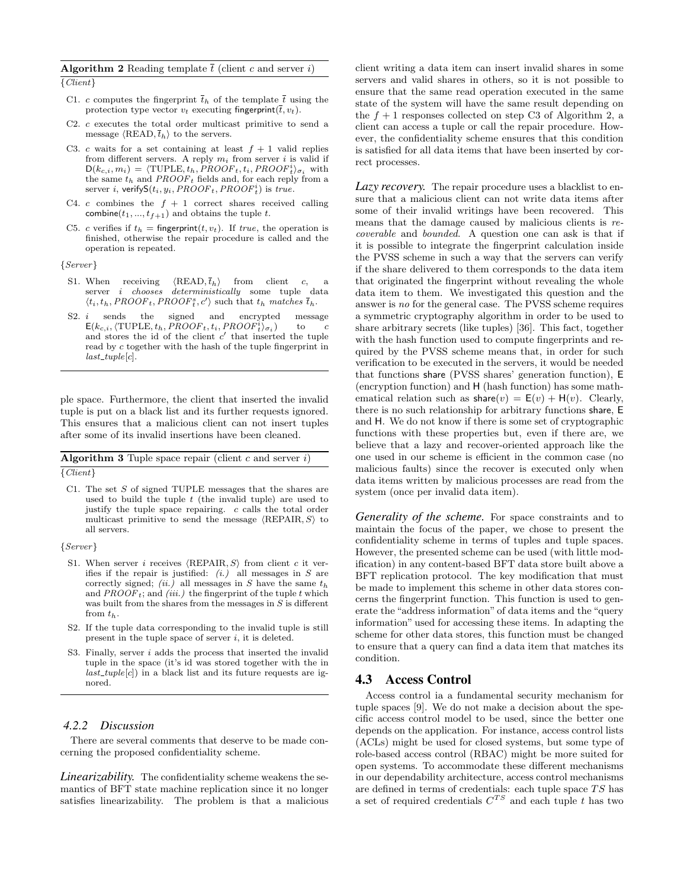**Algorithm 2** Reading template $\bar{t}$ (client $c$ and server $i$)

{*Client*}

C1. $c$ computes the fingerprint $\bar{t}_h$ of the template $\bar{t}$ using the protection type vector $v_t$ executing $\mathsf{fingerprint}(\bar{t}, v_t)$.

C2. $c$ executes the total order multicast primitive to send a message $\langle \text{READ}, \bar{t}_h \rangle$ to the servers.

C3. $c$ waits for a set containing at least $f+1$ valid replies from different servers. A reply $m_i$ from server $i$ is valid if $\mathsf{D}(k_{c,i}, m_i) = \langle \text{TUPLE}, t_h, PROOF_t, t_i, PROOF_t^i \rangle_{\sigma_i}$ with the same $t_h$ and $PROOF_t$ fields and, for each reply from a server $i$, $\mathsf{verifyS}(t_i, y_i, PROOF_t, PROOF_t^i)$ is *true*.

C4. $c$ combines the $f+1$ correct shares received calling $\mathsf{combine}(t_1, ..., t_{f+1})$ and obtains the tuple $t$.

C5. $c$ verifies if $t_h = \mathsf{fingerprint}(t, v_t)$. If *true*, the operation is finished, otherwise the repair procedure is called and the operation is repeated.

{*Server*}

S1. When receiving $\langle \text{READ}, \bar{t}_h \rangle$ from client $c$, a server $i$ *chooses deterministically* some tuple data $\langle t_i, t_h, PROOF_t, PROOF_t^s, c' \rangle$ such that $t_h$ *matches* $\bar{t}_h$.

S2. $i$ sends the signed and encrypted message $\mathsf{E}(k_{c,i}, \langle \text{TUPLE}, t_h, PROOF_t, t_i, PROOF_t^i \rangle_{\sigma_i})$ to $c$ and stores the id of the client $c'$ that inserted the tuple read by $c$ together with the hash of the tuple fingerprint in $last\_tuple[c]$.

ple space. Furthermore, the client that inserted the invalid tuple is put on a black list and its further requests ignored. This ensures that a malicious client can not insert tuples after some of its invalid insertions have been cleaned.

**Algorithm 3** Tuple space repair (client $c$ and server $i$)

{*Client*}

C1. The set $S$ of signed TUPLE messages that the shares are used to build the tuple $t$ (the invalid tuple) are used to justify the tuple space repairing. $c$ calls the total order multicast primitive to send the message $\langle \text{REPAIR}, S \rangle$ to all servers.

{*Server*}

S1. When server $i$ receives $\langle \text{REPAIR}, S \rangle$ from client $c$ it verifies if the repair is justified: *(i.)* all messages in $S$ are correctly signed; *(ii.)* all messages in $S$ have the same $t_h$ and $PROOF_t$; and *(iii.)* the fingerprint of the tuple $t$ which was built from the shares from the messages in $S$ is different from $t_h$.

S2. If the tuple data corresponding to the invalid tuple is still present in the tuple space of server $i$, it is deleted.

S3. Finally, server $i$ adds the process that inserted the invalid tuple in the space (it's id was stored together with the in $last\_tuple[c]$) in a black list and its future requests are ignored.

#### 4.2.2 Discussion

There are several comments that deserve to be made concerning the proposed confidentiality scheme.

***Linearizability.*** The confidentiality scheme weakens the semantics of BFT state machine replication since it no longer satisfies linearizability. The problem is that a malicious client writing a data item can insert invalid shares in some servers and valid shares in others, so it is not possible to ensure that the same read operation executed in the same state of the system will have the same result depending on the $f+1$ responses collected on step C3 of Algorithm 2, a client can access a tuple or call the repair procedure. However, the confidentiality scheme ensures that this condition is satisfied for all data items that have been inserted by correct processes.

***Lazy recovery.*** The repair procedure uses a blacklist to ensure that a malicious client can not write data items after some of their invalid writings have been recovered. This means that the damage caused by malicious clients is *recoverable* and *bounded*. A question one can ask is that if it is possible to integrate the fingerprint calculation inside the PVSS scheme in such a way that the servers can verify if the share delivered to them corresponds to the data item that originated the fingerprint without revealing the whole data item to them. We investigated this question and the answer is *no* for the general case. The PVSS scheme requires a symmetric cryptography algorithm in order to be used to share arbitrary secrets (like tuples) [36]. This fact, together with the hash function used to compute fingerprints and required by the PVSS scheme means that, in order for such verification to be executed in the servers, it would be needed that functions $\mathsf{share}$ (PVSS shares' generation function), $\mathsf{E}$ (encryption function) and $\mathsf{H}$ (hash function) has some mathematical relation such as $\mathsf{share}(v) = \mathsf{E}(v) + \mathsf{H}(v)$. Clearly, there is no such relationship for arbitrary functions $\mathsf{share}$, $\mathsf{E}$ and $\mathsf{H}$. We do not know if there is some set of cryptographic functions with these properties but, even if there are, we believe that a lazy and recover-oriented approach like the one used in our scheme is efficient in the common case (no malicious faults) since the recover is executed only when data items written by malicious processes are read from the system (once per invalid data item).

***Generality of the scheme.*** For space constraints and to maintain the focus of the paper, we chose to present the confidentiality scheme in terms of tuples and tuple spaces. However, the presented scheme can be used (with little modification) in any content-based BFT data store built above a BFT replication protocol. The key modification that must be made to implement this scheme in other data stores concerns the fingerprint function. This function is used to generate the "address information" of data items and the "query information" used for accessing these items. In adapting the scheme for other data stores, this function must be changed to ensure that a query can find a data item that matches its condition.

### 4.3 Access Control

Access control ia a fundamental security mechanism for tuple spaces [9]. We do not make a decision about the specific access control model to be used, since the better one depends on the application. For instance, access control lists (ACLs) might be used for closed systems, but some type of role-based access control (RBAC) might be more suited for open systems. To accommodate these different mechanisms in our dependability architecture, access control mechanisms are defined in terms of credentials: each tuple space $TS$ has a set of required credentials $C^{TS}$ and each tuple $t$ has two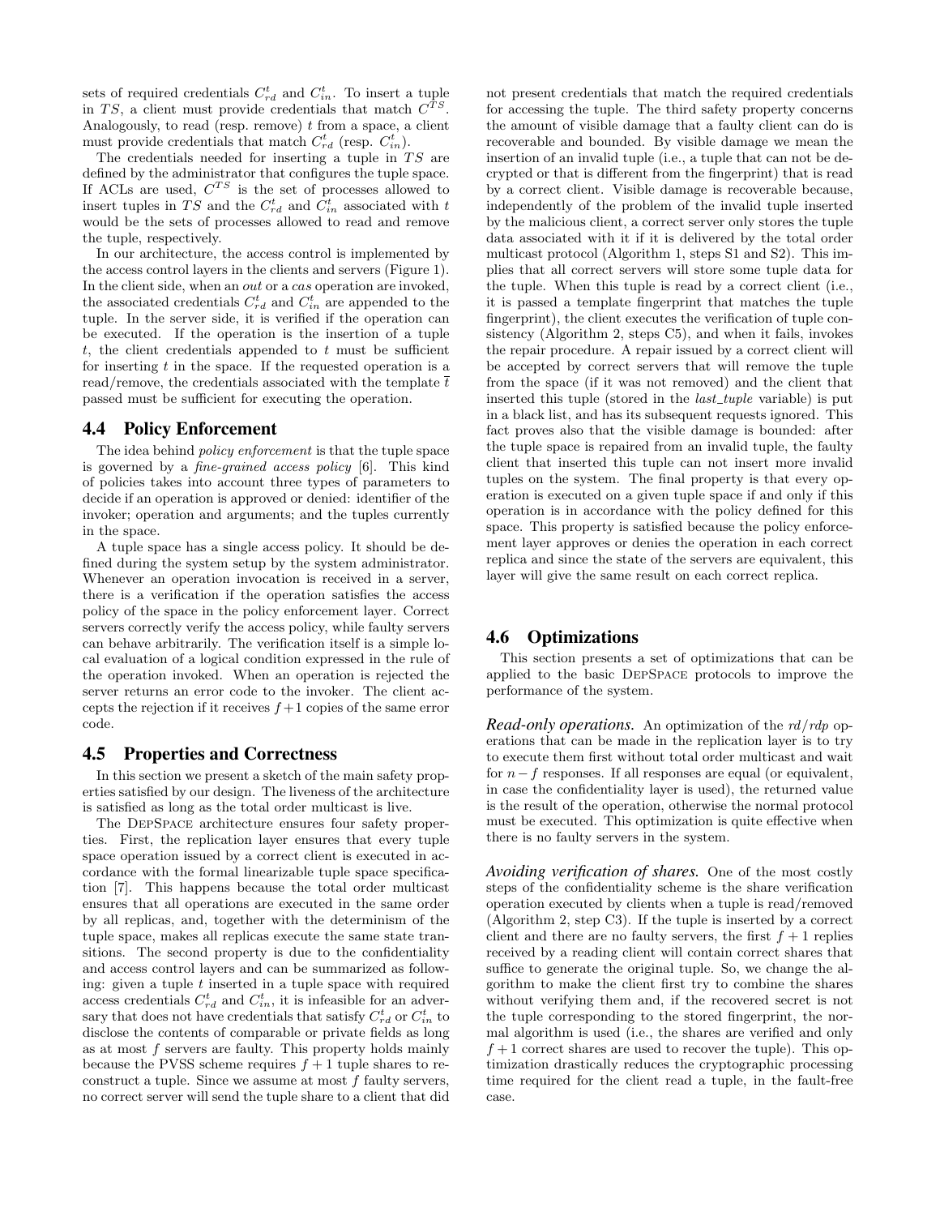sets of required credentials $C^t_{rd}$ and $C^t_{in}$. To insert a tuple in $TS$, a client must provide credentials that match $C^{TS}$. Analogously, to read (resp. remove) $t$ from a space, a client must provide credentials that match $C^t_{rd}$ (resp. $C^t_{in}$).

The credentials needed for inserting a tuple in $TS$ are defined by the administrator that configures the tuple space. If ACLs are used, $C^{TS}$ is the set of processes allowed to insert tuples in $TS$ and the $C^t_{rd}$ and $C^t_{in}$ associated with $t$ would be the sets of processes allowed to read and remove the tuple, respectively.

In our architecture, the access control is implemented by the access control layers in the clients and servers (Figure 1). In the client side, when an *out* or a *cas* operation are invoked, the associated credentials $C^t_{rd}$ and $C^t_{in}$ are appended to the tuple. In the server side, it is verified if the operation can be executed. If the operation is the insertion of a tuple $t$, the client credentials appended to $t$ must be sufficient for inserting $t$ in the space. If the requested operation is a read/remove, the credentials associated with the template $\overline{t}$ passed must be sufficient for executing the operation.

### 4.4 Policy Enforcement

The idea behind *policy enforcement* is that the tuple space is governed by a *fine-grained access policy* [6]. This kind of policies takes into account three types of parameters to decide if an operation is approved or denied: identifier of the invoker; operation and arguments; and the tuples currently in the space.

A tuple space has a single access policy. It should be defined during the system setup by the system administrator. Whenever an operation invocation is received in a server, there is a verification if the operation satisfies the access policy of the space in the policy enforcement layer. Correct servers correctly verify the access policy, while faulty servers can behave arbitrarily. The verification itself is a simple local evaluation of a logical condition expressed in the rule of the operation invoked. When an operation is rejected the server returns an error code to the invoker. The client accepts the rejection if it receives $f+1$ copies of the same error code.

### 4.5 Properties and Correctness

In this section we present a sketch of the main safety properties satisfied by our design. The liveness of the architecture is satisfied as long as the total order multicast is live.

The DepSpace architecture ensures four safety properties. First, the replication layer ensures that every tuple space operation issued by a correct client is executed in accordance with the formal linearizable tuple space specification [7]. This happens because the total order multicast ensures that all operations are executed in the same order by all replicas, and, together with the determinism of the tuple space, makes all replicas execute the same state transitions. The second property is due to the confidentiality and access control layers and can be summarized as following: given a tuple $t$ inserted in a tuple space with required access credentials $C^t_{rd}$ and $C^t_{in}$, it is infeasible for an adversary that does not have credentials that satisfy $C^t_{rd}$ or $C^t_{in}$ to disclose the contents of comparable or private fields as long as at most $f$ servers are faulty. This property holds mainly because the PVSS scheme requires $f+1$ tuple shares to reconstruct a tuple. Since we assume at most $f$ faulty servers, no correct server will send the tuple share to a client that did not present credentials that match the required credentials for accessing the tuple. The third safety property concerns the amount of visible damage that a faulty client can do is recoverable and bounded. By visible damage we mean the insertion of an invalid tuple (i.e., a tuple that can not be decrypted or that is different from the fingerprint) that is read by a correct client. Visible damage is recoverable because, independently of the problem of the invalid tuple inserted by the malicious client, a correct server only stores the tuple data associated with it if it is delivered by the total order multicast protocol (Algorithm 1, steps S1 and S2). This implies that all correct servers will store some tuple data for the tuple. When this tuple is read by a correct client (i.e., it is passed a template fingerprint that matches the tuple fingerprint), the client executes the verification of tuple consistency (Algorithm 2, steps C5), and when it fails, invokes the repair procedure. A repair issued by a correct client will be accepted by correct servers that will remove the tuple from the space (if it was not removed) and the client that inserted this tuple (stored in the *last_tuple* variable) is put in a black list, and has its subsequent requests ignored. This fact proves also that the visible damage is bounded: after the tuple space is repaired from an invalid tuple, the faulty client that inserted this tuple can not insert more invalid tuples on the system. The final property is that every operation is executed on a given tuple space if and only if this operation is in accordance with the policy defined for this space. This property is satisfied because the policy enforcement layer approves or denies the operation in each correct replica and since the state of the servers are equivalent, this layer will give the same result on each correct replica.

### 4.6 Optimizations

This section presents a set of optimizations that can be applied to the basic DepSpace protocols to improve the performance of the system.

***Read-only operations.*** An optimization of the *rd*/*rdp* operations that can be made in the replication layer is to try to execute them first without total order multicast and wait for $n-f$ responses. If all responses are equal (or equivalent, in case the confidentiality layer is used), the returned value is the result of the operation, otherwise the normal protocol must be executed. This optimization is quite effective when there is no faulty servers in the system.

***Avoiding verification of shares.*** One of the most costly steps of the confidentiality scheme is the share verification operation executed by clients when a tuple is read/removed (Algorithm 2, step C3). If the tuple is inserted by a correct client and there are no faulty servers, the first $f+1$ replies received by a reading client will contain correct shares that suffice to generate the original tuple. So, we change the algorithm to make the client first try to combine the shares without verifying them and, if the recovered secret is not the tuple corresponding to the stored fingerprint, the normal algorithm is used (i.e., the shares are verified and only $f+1$ correct shares are used to recover the tuple). This optimization drastically reduces the cryptographic processing time required for the client read a tuple, in the fault-free case.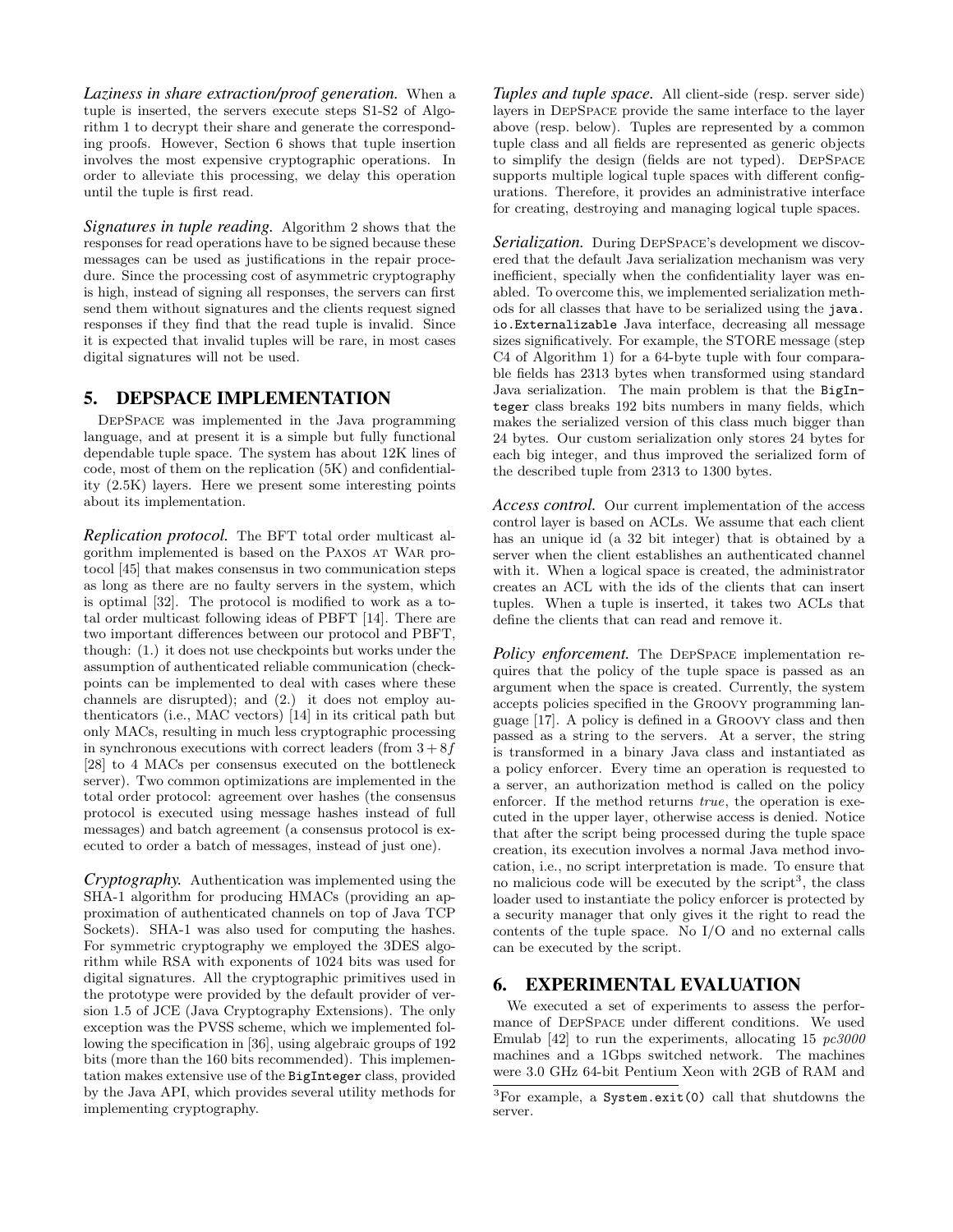***Laziness in share extraction/proof generation.*** When a tuple is inserted, the servers execute steps S1-S2 of Algorithm 1 to decrypt their share and generate the corresponding proofs. However, Section 6 shows that tuple insertion involves the most expensive cryptographic operations. In order to alleviate this processing, we delay this operation until the tuple is first read.

***Signatures in tuple reading.*** Algorithm 2 shows that the responses for read operations have to be signed because these messages can be used as justifications in the repair procedure. Since the processing cost of asymmetric cryptography is high, instead of signing all responses, the servers can first send them without signatures and the clients request signed responses if they find that the read tuple is invalid. Since it is expected that invalid tuples will be rare, in most cases digital signatures will not be used.

## 5. DEPSPACE IMPLEMENTATION

DepSpace was implemented in the Java programming language, and at present it is a simple but fully functional dependable tuple space. The system has about 12K lines of code, most of them on the replication (5K) and confidentiality (2.5K) layers. Here we present some interesting points about its implementation.

***Replication protocol.*** The BFT total order multicast algorithm implemented is based on the Paxos at War protocol [45] that makes consensus in two communication steps as long as there are no faulty servers in the system, which is optimal [32]. The protocol is modified to work as a total order multicast following ideas of PBFT [14]. There are two important differences between our protocol and PBFT, though: (1.) it does not use checkpoints but works under the assumption of authenticated reliable communication (checkpoints can be implemented to deal with cases where these channels are disrupted); and (2.) it does not employ authenticators (i.e., MAC vectors) [14] in its critical path but only MACs, resulting in much less cryptographic processing in synchronous executions with correct leaders (from $3+8f$ [28] to 4 MACs per consensus executed on the bottleneck server). Two common optimizations are implemented in the total order protocol: agreement over hashes (the consensus protocol is executed using message hashes instead of full messages) and batch agreement (a consensus protocol is executed to order a batch of messages, instead of just one).

***Cryptography.*** Authentication was implemented using the SHA-1 algorithm for producing HMACs (providing an approximation of authenticated channels on top of Java TCP Sockets). SHA-1 was also used for computing the hashes. For symmetric cryptography we employed the 3DES algorithm while RSA with exponents of 1024 bits was used for digital signatures. All the cryptographic primitives used in the prototype were provided by the default provider of version 1.5 of JCE (Java Cryptography Extensions). The only exception was the PVSS scheme, which we implemented following the specification in [36], using algebraic groups of 192 bits (more than the 160 bits recommended). This implementation makes extensive use of the `BigInteger` class, provided by the Java API, which provides several utility methods for implementing cryptography.

***Tuples and tuple space.*** All client-side (resp. server side) layers in DepSpace provide the same interface to the layer above (resp. below). Tuples are represented by a common tuple class and all fields are represented as generic objects to simplify the design (fields are not typed). DepSpace supports multiple logical tuple spaces with different configurations. Therefore, it provides an administrative interface for creating, destroying and managing logical tuple spaces.

***Serialization.*** During DepSpace's development we discovered that the default Java serialization mechanism was very inefficient, specially when the confidentiality layer was enabled. To overcome this, we implemented serialization methods for all classes that have to be serialized using the `java.io.Externalizable` Java interface, decreasing all message sizes significatively. For example, the STORE message (step C4 of Algorithm 1) for a 64-byte tuple with four comparable fields has 2313 bytes when transformed using standard Java serialization. The main problem is that the `BigInteger` class breaks 192 bits numbers in many fields, which makes the serialized version of this class much bigger than 24 bytes. Our custom serialization only stores 24 bytes for each big integer, and thus improved the serialized form of the described tuple from 2313 to 1300 bytes.

***Access control.*** Our current implementation of the access control layer is based on ACLs. We assume that each client has an unique id (a 32 bit integer) that is obtained by a server when the client establishes an authenticated channel with it. When a logical space is created, the administrator creates an ACL with the ids of the clients that can insert tuples. When a tuple is inserted, it takes two ACLs that define the clients that can read and remove it.

***Policy enforcement.*** The DepSpace implementation requires that the policy of the tuple space is passed as an argument when the space is created. Currently, the system accepts policies specified in the Groovy programming language [17]. A policy is defined in a Groovy class and then passed as a string to the servers. At a server, the string is transformed in a binary Java class and instantiated as a policy enforcer. Every time an operation is requested to a server, an authorization method is called on the policy enforcer. If the method returns *true*, the operation is executed in the upper layer, otherwise access is denied. Notice that after the script being processed during the tuple space creation, its execution involves a normal Java method invocation, i.e., no script interpretation is made. To ensure that no malicious code will be executed by the script[3], the class loader used to instantiate the policy enforcer is protected by a security manager that only gives it the right to read the contents of the tuple space. No I/O and no external calls can be executed by the script.

## 6. EXPERIMENTAL EVALUATION

We executed a set of experiments to assess the performance of DepSpace under different conditions. We used Emulab [42] to run the experiments, allocating 15 *pc3000* machines and a 1Gbps switched network. The machines were 3.0 GHz 64-bit Pentium Xeon with 2GB of RAM and

[3]For example, a `System.exit(0)` call that shutdowns the server.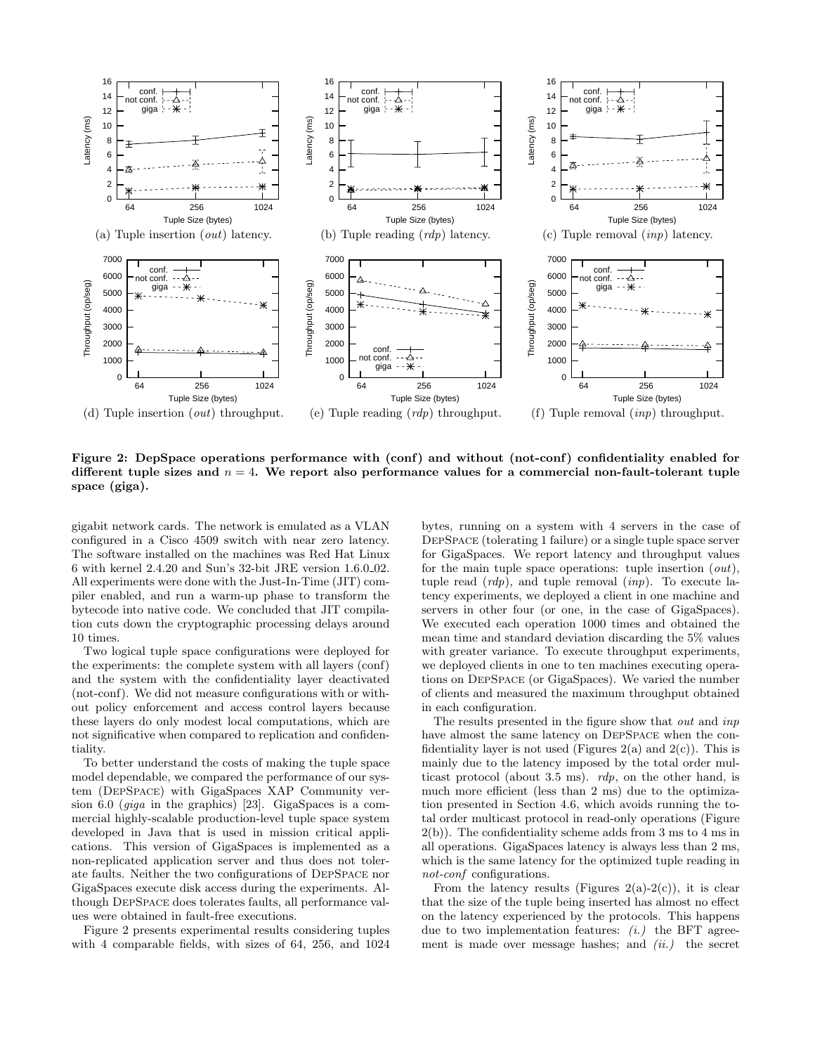(a) Tuple insertion (*out*) latency.

(b) Tuple reading (*rdp*) latency.

(c) Tuple removal (*inp*) latency.

(d) Tuple insertion (*out*) throughput.

(e) Tuple reading (*rdp*) throughput.

(f) Tuple removal (*inp*) throughput.

**Figure 2: DepSpace operations performance with (conf) and without (not-conf) confidentiality enabled for different tuple sizes and $n = 4$. We report also performance values for a commercial non-fault-tolerant tuple space (giga).**

gigabit network cards. The network is emulated as a VLAN configured in a Cisco 4509 switch with near zero latency. The software installed on the machines was Red Hat Linux 6 with kernel 2.4.20 and Sun's 32-bit JRE version 1.6.0_02. All experiments were done with the Just-In-Time (JIT) compiler enabled, and run a warm-up phase to transform the bytecode into native code. We concluded that JIT compilation cuts down the cryptographic processing delays around 10 times.

Two logical tuple space configurations were deployed for the experiments: the complete system with all layers (conf) and the system with the confidentiality layer deactivated (not-conf). We did not measure configurations with or without policy enforcement and access control layers because these layers do only modest local computations, which are not significative when compared to replication and confidentiality.

To better understand the costs of making the tuple space model dependable, we compared the performance of our system (DepSpace) with GigaSpaces XAP Community version 6.0 (*giga* in the graphics) [23]. GigaSpaces is a commercial highly-scalable production-level tuple space system developed in Java that is used in mission critical applications. This version of GigaSpaces is implemented as a non-replicated application server and thus does not tolerate faults. Neither the two configurations of DepSpace nor GigaSpaces execute disk access during the experiments. Although DepSpace does tolerates faults, all performance values were obtained in fault-free executions.

Figure 2 presents experimental results considering tuples with 4 comparable fields, with sizes of 64, 256, and 1024 bytes, running on a system with 4 servers in the case of DepSpace (tolerating 1 failure) or a single tuple space server for GigaSpaces. We report latency and throughput values for the main tuple space operations: tuple insertion (*out*), tuple read (*rdp*), and tuple removal (*inp*). To execute latency experiments, we deployed a client in one machine and servers in other four (or one, in the case of GigaSpaces). We executed each operation 1000 times and obtained the mean time and standard deviation discarding the 5% values with greater variance. To execute throughput experiments, we deployed clients in one to ten machines executing operations on DepSpace (or GigaSpaces). We varied the number of clients and measured the maximum throughput obtained in each configuration.

The results presented in the figure show that *out* and *inp* have almost the same latency on DepSpace when the confidentiality layer is not used (Figures 2(a) and 2(c)). This is mainly due to the latency imposed by the total order multicast protocol (about 3.5 ms). *rdp*, on the other hand, is much more efficient (less than 2 ms) due to the optimization presented in Section 4.6, which avoids running the total order multicast protocol in read-only operations (Figure 2(b)). The confidentiality scheme adds from 3 ms to 4 ms in all operations. GigaSpaces latency is always less than 2 ms, which is the same latency for the optimized tuple reading in *not-conf* configurations.

From the latency results (Figures 2(a)-2(c)), it is clear that the size of the tuple being inserted has almost no effect on the latency experienced by the protocols. This happens due to two implementation features: *(i.)* the BFT agreement is made over message hashes; and *(ii.)* the secret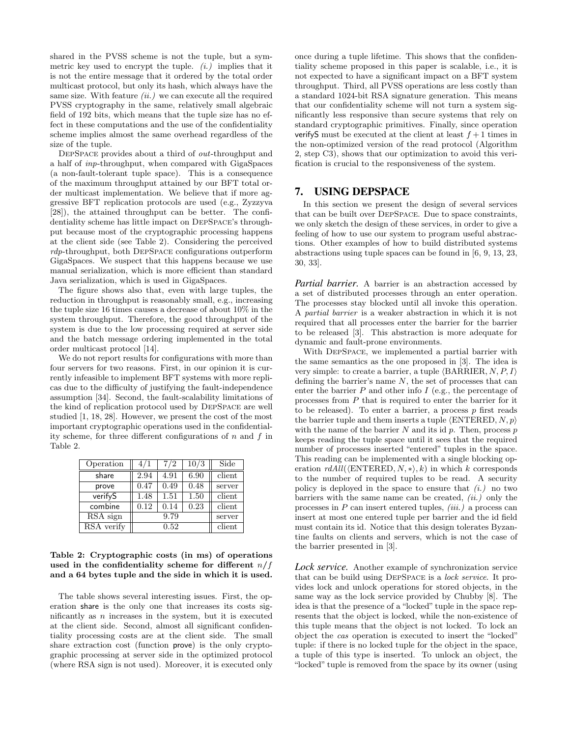shared in the PVSS scheme is not the tuple, but a symmetric key used to encrypt the tuple. *(i.)* implies that it is not the entire message that it ordered by the total order multicast protocol, but only its hash, which always have the same size. With feature *(ii.)* we can execute all the required PVSS cryptography in the same, relatively small algebraic field of 192 bits, which means that the tuple size has no effect in these computations and the use of the confidentiality scheme implies almost the same overhead regardless of the size of the tuple.

DepSpace provides about a third of *out*-throughput and a half of *inp*-throughput, when compared with GigaSpaces (a non-fault-tolerant tuple space). This is a consequence of the maximum throughput attained by our BFT total order multicast implementation. We believe that if more aggressive BFT replication protocols are used (e.g., Zyzzyva [28]), the attained throughput can be better. The confidentiality scheme has little impact on DepSpace's throughput because most of the cryptographic processing happens at the client side (see Table 2). Considering the perceived *rdp*-throughput, both DepSpace configurations outperform GigaSpaces. We suspect that this happens because we use manual serialization, which is more efficient than standard Java serialization, which is used in GigaSpaces.

The figure shows also that, even with large tuples, the reduction in throughput is reasonably small, e.g., increasing the tuple size 16 times causes a decrease of about 10% in the system throughput. Therefore, the good throughput of the system is due to the low processing required at server side and the batch message ordering implemented in the total order multicast protocol [14].

We do not report results for configurations with more than four servers for two reasons. First, in our opinion it is currently infeasible to implement BFT systems with more replicas due to the difficulty of justifying the fault-independence assumption [34]. Second, the fault-scalability limitations of the kind of replication protocol used by DepSpace are well studied [1, 18, 28]. However, we present the cost of the most important cryptographic operations used in the confidentiality scheme, for three different configurations of $n$ and $f$ in Table 2.

| Operation | 4/1 | 7/2 | 10/3 | Side |
|---|---|---|---|---|
| share | 2.94 | 4.91 | 6.90 | client |
| prove | 0.47 | 0.49 | 0.48 | server |
| verifyS | 1.48 | 1.51 | 1.50 | client |
| combine | 0.12 | 0.14 | 0.23 | client |
| RSA sign | 9.79 | | | server |
| RSA verify | 0.52 | | | client |

**Table 2: Cryptographic costs (in ms) of operations used in the confidentiality scheme for different $n/f$ and a 64 bytes tuple and the side in which it is used.**

The table shows several interesting issues. First, the operation share is the only one that increases its costs significantly as $n$ increases in the system, but it is executed at the client side. Second, almost all significant confidentiality processing costs are at the client side. The small share extraction cost (function prove) is the only cryptographic processing at server side in the optimized protocol (where RSA sign is not used). Moreover, it is executed only once during a tuple lifetime. This shows that the confidentiality scheme proposed in this paper is scalable, i.e., it is not expected to have a significant impact on a BFT system throughput. Third, all PVSS operations are less costly than a standard 1024-bit RSA signature generation. This means that our confidentiality scheme will not turn a system significantly less responsive than secure systems that rely on standard cryptographic primitives. Finally, since operation verifyS must be executed at the client at least $f+1$ times in the non-optimized version of the read protocol (Algorithm 2, step C3), shows that our optimization to avoid this verification is crucial to the responsiveness of the system.

## 7. USING DEPSPACE

In this section we present the design of several services that can be built over DepSpace. Due to space constraints, we only sketch the design of these services, in order to give a feeling of how to use our system to program useful abstractions. Other examples of how to build distributed systems abstractions using tuple spaces can be found in [6, 9, 13, 23, 30, 33].

***Partial barrier.*** A barrier is an abstraction accessed by a set of distributed processes through an enter operation. The processes stay blocked until all invoke this operation. A *partial barrier* is a weaker abstraction in which it is not required that all processes enter the barrier for the barrier to be released [3]. This abstraction is more adequate for dynamic and fault-prone environments.

With DepSpace, we implemented a partial barrier with the same semantics as the one proposed in [3]. The idea is very simple: to create a barrier, a tuple $\langle \text{BARRIER}, N, P, I \rangle$ defining the barrier's name $N$, the set of processes that can enter the barrier $P$ and other info $I$ (e.g., the percentage of processes from $P$ that is required to enter the barrier for it to be released). To enter a barrier, a process $p$ first reads the barrier tuple and them inserts a tuple $\langle \text{ENTERED}, N, p \rangle$ with the name of the barrier $N$ and its id $p$. Then, process $p$ keeps reading the tuple space until it sees that the required number of processes inserted "entered" tuples in the space. This reading can be implemented with a single blocking operation $rdAll(\langle \text{ENTERED}, N, * \rangle, k)$ in which $k$ corresponds to the number of required tuples to be read. A security policy is deployed in the space to ensure that *(i.)* no two barriers with the same name can be created, *(ii.)* only the processes in $P$ can insert entered tuples, *(iii.)* a process can insert at most one entered tuple per barrier and the id field must contain its id. Notice that this design tolerates Byzantine faults on clients and servers, which is not the case of the barrier presented in [3].

***Lock service.*** Another example of synchronization service that can be build using DepSpace is a *lock service*. It provides lock and unlock operations for stored objects, in the same way as the lock service provided by Chubby [8]. The idea is that the presence of a "locked" tuple in the space represents that the object is locked, while the non-existence of this tuple means that the object is not locked. To lock an object the *cas* operation is executed to insert the "locked" tuple: if there is no locked tuple for the object in the space, a tuple of this type is inserted. To unlock an object, the "locked" tuple is removed from the space by its owner (using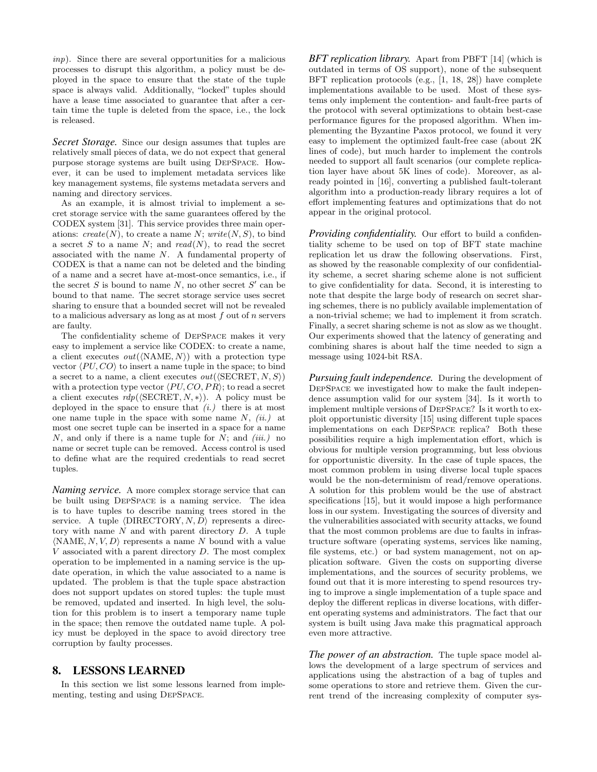*inp*). Since there are several opportunities for a malicious processes to disrupt this algorithm, a policy must be deployed in the space to ensure that the state of the tuple space is always valid. Additionally, "locked" tuples should have a lease time associated to guarantee that after a certain time the tuple is deleted from the space, i.e., the lock is released.

***Secret Storage.*** Since our design assumes that tuples are relatively small pieces of data, we do not expect that general purpose storage systems are built using DepSpace. However, it can be used to implement metadata services like key management systems, file systems metadata servers and naming and directory services.

As an example, it is almost trivial to implement a secret storage service with the same guarantees offered by the CODEX system [31]. This service provides three main operations: $create(N)$, to create a name $N$; $write(N, S)$, to bind a secret $S$ to a name $N$; and $read(N)$, to read the secret associated with the name $N$. A fundamental property of CODEX is that a name can not be deleted and the binding of a name and a secret have at-most-once semantics, i.e., if the secret $S$ is bound to name $N$, no other secret $S'$ can be bound to that name. The secret storage service uses secret sharing to ensure that a bounded secret will not be revealed to a malicious adversary as long as at most $f$ out of $n$ servers are faulty.

The confidentiality scheme of DepSpace makes it very easy to implement a service like CODEX: to create a name, a client executes $out(\langle \text{NAME}, N \rangle)$ with a protection type vector $\langle PU, CO \rangle$ to insert a name tuple in the space; to bind a secret to a name, a client executes $out(\langle \text{SECRET}, N, S \rangle)$ with a protection type vector $\langle PU, CO, PR \rangle$; to read a secret a client executes $rdp(\langle \text{SECRET}, N, * \rangle)$. A policy must be deployed in the space to ensure that *(i.)* there is at most one name tuple in the space with some name $N$, *(ii.)* at most one secret tuple can be inserted in a space for a name $N$, and only if there is a name tuple for $N$; and *(iii.)* no name or secret tuple can be removed. Access control is used to define what are the required credentials to read secret tuples.

***Naming service.*** A more complex storage service that can be built using DepSpace is a naming service. The idea is to have tuples to describe naming trees stored in the service. A tuple $\langle \text{DIRECTORY}, N, D \rangle$ represents a directory with name $N$ and with parent directory $D$. A tuple $\langle \text{NAME}, N, V, D \rangle$ represents a name $N$ bound with a value $V$ associated with a parent directory $D$. The most complex operation to be implemented in a naming service is the update operation, in which the value associated to a name is updated. The problem is that the tuple space abstraction does not support updates on stored tuples: the tuple must be removed, updated and inserted. In high level, the solution for this problem is to insert a temporary name tuple in the space; then remove the outdated name tuple. A policy must be deployed in the space to avoid directory tree corruption by faulty processes.

## 8. LESSONS LEARNED

In this section we list some lessons learned from implementing, testing and using DepSpace.

***BFT replication library.*** Apart from PBFT [14] (which is outdated in terms of OS support), none of the subsequent BFT replication protocols (e.g., [1, 18, 28]) have complete implementations available to be used. Most of these systems only implement the contention- and fault-free parts of the protocol with several optimizations to obtain best-case performance figures for the proposed algorithm. When implementing the Byzantine Paxos protocol, we found it very easy to implement the optimized fault-free case (about 2K lines of code), but much harder to implement the controls needed to support all fault scenarios (our complete replication layer have about 5K lines of code). Moreover, as already pointed in [16], converting a published fault-tolerant algorithm into a production-ready library requires a lot of effort implementing features and optimizations that do not appear in the original protocol.

***Providing confidentiality.*** Our effort to build a confidentiality scheme to be used on top of BFT state machine replication let us draw the following observations. First, as showed by the reasonable complexity of our confidentiality scheme, a secret sharing scheme alone is not sufficient to give confidentiality for data. Second, it is interesting to note that despite the large body of research on secret sharing schemes, there is no publicly available implementation of a non-trivial scheme; we had to implement it from scratch. Finally, a secret sharing scheme is not as slow as we thought. Our experiments showed that the latency of generating and combining shares is about half the time needed to sign a message using 1024-bit RSA.

***Pursuing fault independence.*** During the development of DepSpace we investigated how to make the fault independence assumption valid for our system [34]. Is it worth to implement multiple versions of DepSpace? Is it worth to exploit opportunistic diversity [15] using different tuple spaces implementations on each DepSpace replica? Both these possibilities require a high implementation effort, which is obvious for multiple version programming, but less obvious for opportunistic diversity. In the case of tuple spaces, the most common problem in using diverse local tuple spaces would be the non-determinism of read/remove operations. A solution for this problem would be the use of abstract specifications [15], but it would impose a high performance loss in our system. Investigating the sources of diversity and the vulnerabilities associated with security attacks, we found that the most common problems are due to faults in infrastructure software (operating systems, services like naming, file systems, etc.) or bad system management, not on application software. Given the costs on supporting diverse implementations, and the sources of security problems, we found out that it is more interesting to spend resources trying to improve a single implementation of a tuple space and deploy the different replicas in diverse locations, with different operating systems and administrators. The fact that our system is built using Java make this pragmatical approach even more attractive.

***The power of an abstraction.*** The tuple space model allows the development of a large spectrum of services and applications using the abstraction of a bag of tuples and some operations to store and retrieve them. Given the current trend of the increasing complexity of computer sys-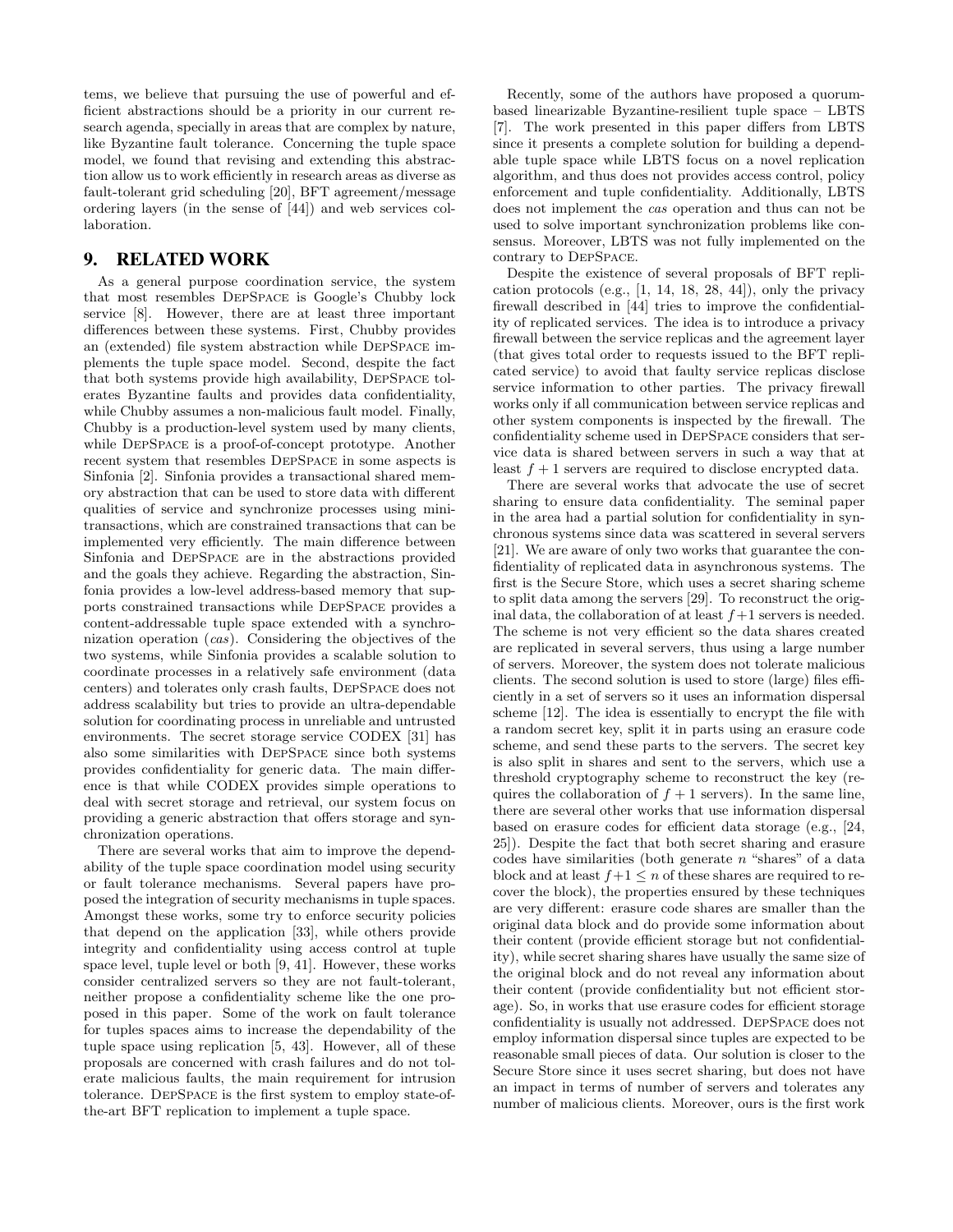tems, we believe that pursuing the use of powerful and efficient abstractions should be a priority in our current research agenda, specially in areas that are complex by nature, like Byzantine fault tolerance. Concerning the tuple space model, we found that revising and extending this abstraction allow us to work efficiently in research areas as diverse as fault-tolerant grid scheduling [20], BFT agreement/message ordering layers (in the sense of [44]) and web services collaboration.

## 9. RELATED WORK

As a general purpose coordination service, the system that most resembles DepSpace is Google's Chubby lock service [8]. However, there are at least three important differences between these systems. First, Chubby provides an (extended) file system abstraction while DepSpace implements the tuple space model. Second, despite the fact that both systems provide high availability, DepSpace tolerates Byzantine faults and provides data confidentiality, while Chubby assumes a non-malicious fault model. Finally, Chubby is a production-level system used by many clients, while DepSpace is a proof-of-concept prototype. Another recent system that resembles DepSpace in some aspects is Sinfonia [2]. Sinfonia provides a transactional shared memory abstraction that can be used to store data with different qualities of service and synchronize processes using mini-transactions, which are constrained transactions that can be implemented very efficiently. The main difference between Sinfonia and DepSpace are in the abstractions provided and the goals they achieve. Regarding the abstraction, Sinfonia provides a low-level address-based memory that supports constrained transactions while DepSpace provides a content-addressable tuple space extended with a synchronization operation (*cas*). Considering the objectives of the two systems, while Sinfonia provides a scalable solution to coordinate processes in a relatively safe environment (data centers) and tolerates only crash faults, DepSpace does not address scalability but tries to provide an ultra-dependable solution for coordinating process in unreliable and untrusted environments. The secret storage service CODEX [31] has also some similarities with DepSpace since both systems provides confidentiality for generic data. The main difference is that while CODEX provides simple operations to deal with secret storage and retrieval, our system focus on providing a generic abstraction that offers storage and synchronization operations.

There are several works that aim to improve the dependability of the tuple space coordination model using security or fault tolerance mechanisms. Several papers have proposed the integration of security mechanisms in tuple spaces. Amongst these works, some try to enforce security policies that depend on the application [33], while others provide integrity and confidentiality using access control at tuple space level, tuple level or both [9, 41]. However, these works consider centralized servers so they are not fault-tolerant, neither propose a confidentiality scheme like the one proposed in this paper. Some of the work on fault tolerance for tuples spaces aims to increase the dependability of the tuple space using replication [5, 43]. However, all of these proposals are concerned with crash failures and do not tolerate malicious faults, the main requirement for intrusion tolerance. DepSpace is the first system to employ state-of-the-art BFT replication to implement a tuple space.

Recently, some of the authors have proposed a quorum-based linearizable Byzantine-resilient tuple space – LBTS [7]. The work presented in this paper differs from LBTS since it presents a complete solution for building a dependable tuple space while LBTS focus on a novel replication algorithm, and thus does not provides access control, policy enforcement and tuple confidentiality. Additionally, LBTS does not implement the *cas* operation and thus can not be used to solve important synchronization problems like consensus. Moreover, LBTS was not fully implemented on the contrary to DepSpace.

Despite the existence of several proposals of BFT replication protocols (e.g., [1, 14, 18, 28, 44]), only the privacy firewall described in [44] tries to improve the confidentiality of replicated services. The idea is to introduce a privacy firewall between the service replicas and the agreement layer (that gives total order to requests issued to the BFT replicated service) to avoid that faulty service replicas disclose service information to other parties. The privacy firewall works only if all communication between service replicas and other system components is inspected by the firewall. The confidentiality scheme used in DepSpace considers that service data is shared between servers in such a way that at least $f + 1$ servers are required to disclose encrypted data.

There are several works that advocate the use of secret sharing to ensure data confidentiality. The seminal paper in the area had a partial solution for confidentiality in synchronous systems since data was scattered in several servers [21]. We are aware of only two works that guarantee the confidentiality of replicated data in asynchronous systems. The first is the Secure Store, which uses a secret sharing scheme to split data among the servers [29]. To reconstruct the original data, the collaboration of at least $f+1$ servers is needed. The scheme is not very efficient so the data shares created are replicated in several servers, thus using a large number of servers. Moreover, the system does not tolerate malicious clients. The second solution is used to store (large) files efficiently in a set of servers so it uses an information dispersal scheme [12]. The idea is essentially to encrypt the file with a random secret key, split it in parts using an erasure code scheme, and send these parts to the servers. The secret key is also split in shares and sent to the servers, which use a threshold cryptography scheme to reconstruct the key (requires the collaboration of $f + 1$ servers). In the same line, there are several other works that use information dispersal based on erasure codes for efficient data storage (e.g., [24, 25]). Despite the fact that both secret sharing and erasure codes have similarities (both generate $n$ "shares" of a data block and at least $f+1 \leq n$ of these shares are required to recover the block), the properties ensured by these techniques are very different: erasure code shares are smaller than the original data block and do provide some information about their content (provide efficient storage but not confidentiality), while secret sharing shares have usually the same size of the original block and do not reveal any information about their content (provide confidentiality but not efficient storage). So, in works that use erasure codes for efficient storage confidentiality is usually not addressed. DepSpace does not employ information dispersal since tuples are expected to be reasonable small pieces of data. Our solution is closer to the Secure Store since it uses secret sharing, but does not have an impact in terms of number of servers and tolerates any number of malicious clients. Moreover, ours is the first work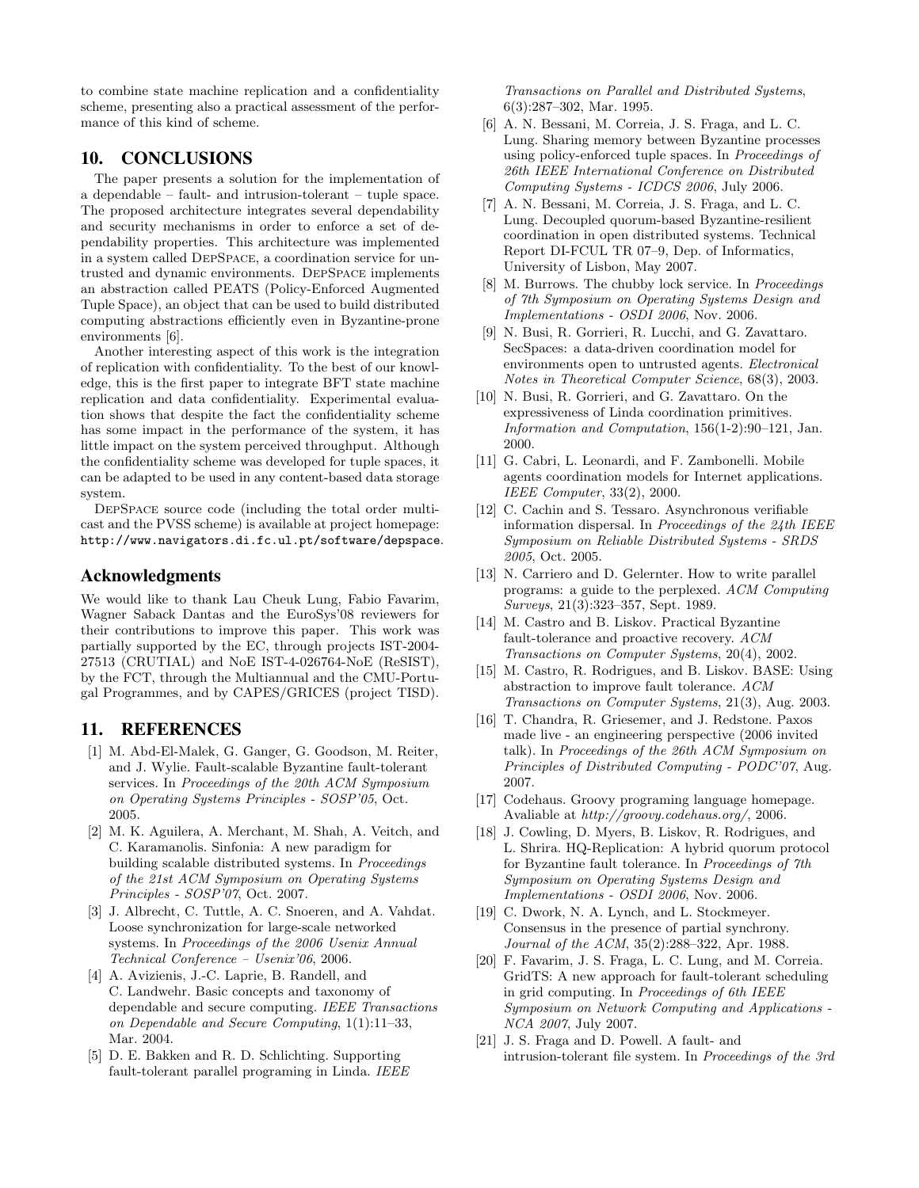to combine state machine replication and a confidentiality scheme, presenting also a practical assessment of the performance of this kind of scheme.

## 10. CONCLUSIONS

The paper presents a solution for the implementation of a dependable – fault- and intrusion-tolerant – tuple space. The proposed architecture integrates several dependability and security mechanisms in order to enforce a set of dependability properties. This architecture was implemented in a system called DepSpace, a coordination service for untrusted and dynamic environments. DepSpace implements an abstraction called PEATS (Policy-Enforced Augmented Tuple Space), an object that can be used to build distributed computing abstractions efficiently even in Byzantine-prone environments [6].

Another interesting aspect of this work is the integration of replication with confidentiality. To the best of our knowledge, this is the first paper to integrate BFT state machine replication and data confidentiality. Experimental evaluation shows that despite the fact the confidentiality scheme has some impact in the performance of the system, it has little impact on the system perceived throughput. Although the confidentiality scheme was developed for tuple spaces, it can be adapted to be used in any content-based data storage system.

DepSpace source code (including the total order multicast and the PVSS scheme) is available at project homepage: http://www.navigators.di.fc.ul.pt/software/depspace.

## Acknowledgments

We would like to thank Lau Cheuk Lung, Fabio Favarim, Wagner Saback Dantas and the EuroSys'08 reviewers for their contributions to improve this paper. This work was partially supported by the EC, through projects IST-2004-27513 (CRUTIAL) and NoE IST-4-026764-NoE (ReSIST), by the FCT, through the Multiannual and the CMU-Portugal Programmes, and by CAPES/GRICES (project TISD).

## 11. REFERENCES

[1] M. Abd-El-Malek, G. Ganger, G. Goodson, M. Reiter, and J. Wylie. Fault-scalable Byzantine fault-tolerant services. In *Proceedings of the 20th ACM Symposium on Operating Systems Principles - SOSP'05*, Oct. 2005.

[2] M. K. Aguilera, A. Merchant, M. Shah, A. Veitch, and C. Karamanolis. Sinfonia: A new paradigm for building scalable distributed systems. In *Proceedings of the 21st ACM Symposium on Operating Systems Principles - SOSP'07*, Oct. 2007.

[3] J. Albrecht, C. Tuttle, A. C. Snoeren, and A. Vahdat. Loose synchronization for large-scale networked systems. In *Proceedings of the 2006 Usenix Annual Technical Conference – Usenix'06*, 2006.

[4] A. Avizienis, J.-C. Laprie, B. Randell, and C. Landwehr. Basic concepts and taxonomy of dependable and secure computing. *IEEE Transactions on Dependable and Secure Computing*, 1(1):11–33, Mar. 2004.

[5] D. E. Bakken and R. D. Schlichting. Supporting fault-tolerant parallel programing in Linda. *IEEE Transactions on Parallel and Distributed Systems*, 6(3):287–302, Mar. 1995.

[6] A. N. Bessani, M. Correia, J. S. Fraga, and L. C. Lung. Sharing memory between Byzantine processes using policy-enforced tuple spaces. In *Proceedings of 26th IEEE International Conference on Distributed Computing Systems - ICDCS 2006*, July 2006.

[7] A. N. Bessani, M. Correia, J. S. Fraga, and L. C. Lung. Decoupled quorum-based Byzantine-resilient coordination in open distributed systems. Technical Report DI-FCUL TR 07–9, Dep. of Informatics, University of Lisbon, May 2007.

[8] M. Burrows. The chubby lock service. In *Proceedings of 7th Symposium on Operating Systems Design and Implementations - OSDI 2006*, Nov. 2006.

[9] N. Busi, R. Gorrieri, R. Lucchi, and G. Zavattaro. SecSpaces: a data-driven coordination model for environments open to untrusted agents. *Electronical Notes in Theoretical Computer Science*, 68(3), 2003.

[10] N. Busi, R. Gorrieri, and G. Zavattaro. On the expressiveness of Linda coordination primitives. *Information and Computation*, 156(1-2):90–121, Jan. 2000.

[11] G. Cabri, L. Leonardi, and F. Zambonelli. Mobile agents coordination models for Internet applications. *IEEE Computer*, 33(2), 2000.

[12] C. Cachin and S. Tessaro. Asynchronous verifiable information dispersal. In *Proceedings of the 24th IEEE Symposium on Reliable Distributed Systems - SRDS 2005*, Oct. 2005.

[13] N. Carriero and D. Gelernter. How to write parallel programs: a guide to the perplexed. *ACM Computing Surveys*, 21(3):323–357, Sept. 1989.

[14] M. Castro and B. Liskov. Practical Byzantine fault-tolerance and proactive recovery. *ACM Transactions on Computer Systems*, 20(4), 2002.

[15] M. Castro, R. Rodrigues, and B. Liskov. BASE: Using abstraction to improve fault tolerance. *ACM Transactions on Computer Systems*, 21(3), Aug. 2003.

[16] T. Chandra, R. Griesemer, and J. Redstone. Paxos made live - an engineering perspective (2006 invited talk). In *Proceedings of the 26th ACM Symposium on Principles of Distributed Computing - PODC'07*, Aug. 2007.

[17] Codehaus. Groovy programing language homepage. Avaliable at *http://groovy.codehaus.org/*, 2006.

[18] J. Cowling, D. Myers, B. Liskov, R. Rodrigues, and L. Shrira. HQ-Replication: A hybrid quorum protocol for Byzantine fault tolerance. In *Proceedings of 7th Symposium on Operating Systems Design and Implementations - OSDI 2006*, Nov. 2006.

[19] C. Dwork, N. A. Lynch, and L. Stockmeyer. Consensus in the presence of partial synchrony. *Journal of the ACM*, 35(2):288–322, Apr. 1988.

[20] F. Favarim, J. S. Fraga, L. C. Lung, and M. Correia. GridTS: A new approach for fault-tolerant scheduling in grid computing. In *Proceedings of 6th IEEE Symposium on Network Computing and Applications - NCA 2007*, July 2007.

[21] J. S. Fraga and D. Powell. A fault- and intrusion-tolerant file system. In *Proceedings of the 3rd*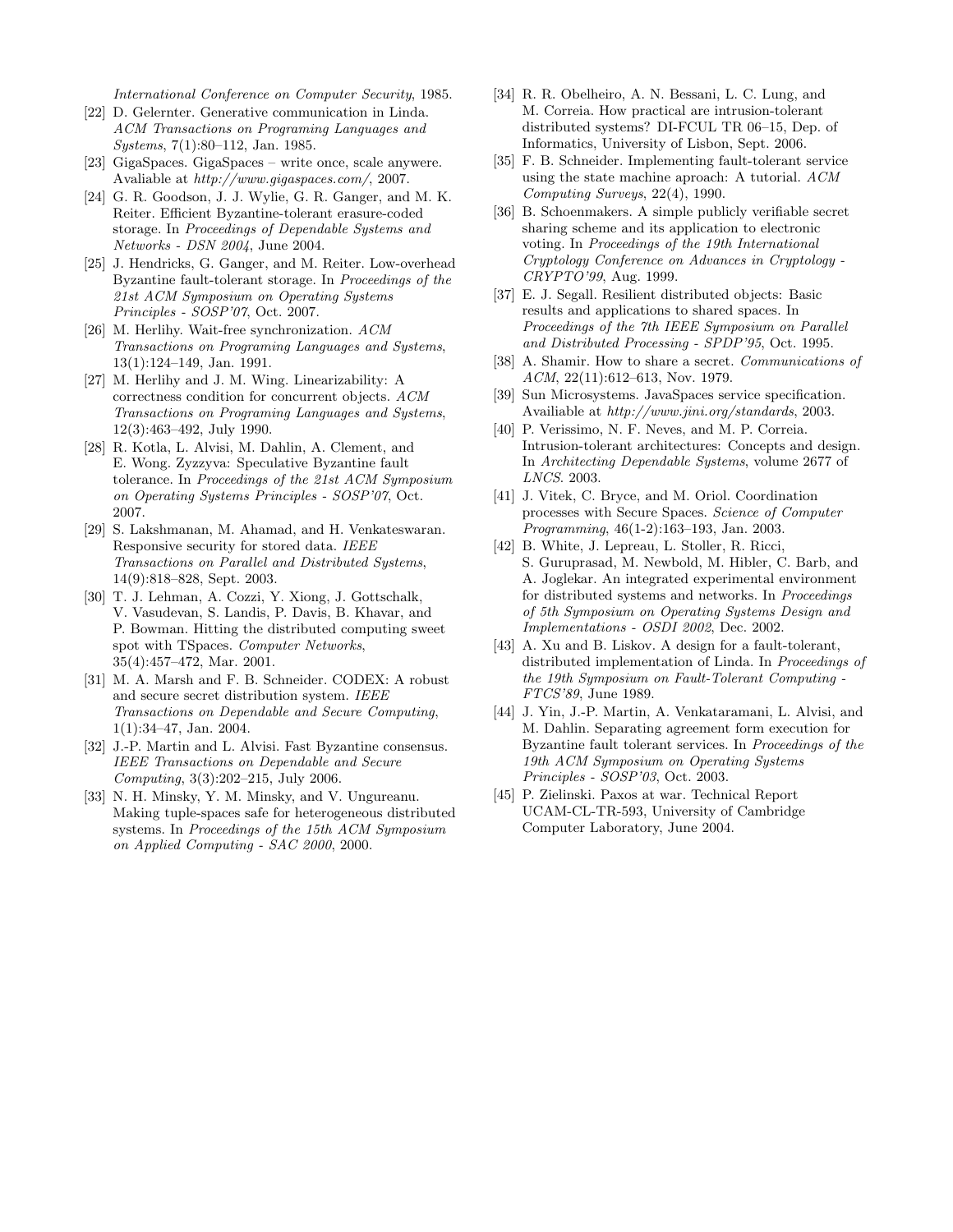*International Conference on Computer Security*, 1985.

[22] D. Gelernter. Generative communication in Linda. *ACM Transactions on Programing Languages and Systems*, 7(1):80–112, Jan. 1985.

[23] GigaSpaces. GigaSpaces – write once, scale anywere. Avaliable at *http://www.gigaspaces.com/*, 2007.

[24] G. R. Goodson, J. J. Wylie, G. R. Ganger, and M. K. Reiter. Efficient Byzantine-tolerant erasure-coded storage. In *Proceedings of Dependable Systems and Networks - DSN 2004*, June 2004.

[25] J. Hendricks, G. Ganger, and M. Reiter. Low-overhead Byzantine fault-tolerant storage. In *Proceedings of the 21st ACM Symposium on Operating Systems Principles - SOSP'07*, Oct. 2007.

[26] M. Herlihy. Wait-free synchronization. *ACM Transactions on Programing Languages and Systems*, 13(1):124–149, Jan. 1991.

[27] M. Herlihy and J. M. Wing. Linearizability: A correctness condition for concurrent objects. *ACM Transactions on Programing Languages and Systems*, 12(3):463–492, July 1990.

[28] R. Kotla, L. Alvisi, M. Dahlin, A. Clement, and E. Wong. Zyzzyva: Speculative Byzantine fault tolerance. In *Proceedings of the 21st ACM Symposium on Operating Systems Principles - SOSP'07*, Oct. 2007.

[29] S. Lakshmanan, M. Ahamad, and H. Venkateswaran. Responsive security for stored data. *IEEE Transactions on Parallel and Distributed Systems*, 14(9):818–828, Sept. 2003.

[30] T. J. Lehman, A. Cozzi, Y. Xiong, J. Gottschalk, V. Vasudevan, S. Landis, P. Davis, B. Khavar, and P. Bowman. Hitting the distributed computing sweet spot with TSpaces. *Computer Networks*, 35(4):457–472, Mar. 2001.

[31] M. A. Marsh and F. B. Schneider. CODEX: A robust and secure secret distribution system. *IEEE Transactions on Dependable and Secure Computing*, 1(1):34–47, Jan. 2004.

[32] J.-P. Martin and L. Alvisi. Fast Byzantine consensus. *IEEE Transactions on Dependable and Secure Computing*, 3(3):202–215, July 2006.

[33] N. H. Minsky, Y. M. Minsky, and V. Ungureanu. Making tuple-spaces safe for heterogeneous distributed systems. In *Proceedings of the 15th ACM Symposium on Applied Computing - SAC 2000*, 2000.

[34] R. R. Obelheiro, A. N. Bessani, L. C. Lung, and M. Correia. How practical are intrusion-tolerant distributed systems? DI-FCUL TR 06–15, Dep. of Informatics, University of Lisbon, Sept. 2006.

[35] F. B. Schneider. Implementing fault-tolerant service using the state machine aproach: A tutorial. *ACM Computing Surveys*, 22(4), 1990.

[36] B. Schoenmakers. A simple publicly verifiable secret sharing scheme and its application to electronic voting. In *Proceedings of the 19th International Cryptology Conference on Advances in Cryptology - CRYPTO'99*, Aug. 1999.

[37] E. J. Segall. Resilient distributed objects: Basic results and applications to shared spaces. In *Proceedings of the 7th IEEE Symposium on Parallel and Distributed Processing - SPDP'95*, Oct. 1995.

[38] A. Shamir. How to share a secret. *Communications of ACM*, 22(11):612–613, Nov. 1979.

[39] Sun Microsystems. JavaSpaces service specification. Availiable at *http://www.jini.org/standards*, 2003.

[40] P. Verissimo, N. F. Neves, and M. P. Correia. Intrusion-tolerant architectures: Concepts and design. In *Architecting Dependable Systems*, volume 2677 of *LNCS*. 2003.

[41] J. Vitek, C. Bryce, and M. Oriol. Coordination processes with Secure Spaces. *Science of Computer Programming*, 46(1-2):163–193, Jan. 2003.

[42] B. White, J. Lepreau, L. Stoller, R. Ricci, S. Guruprasad, M. Newbold, M. Hibler, C. Barb, and A. Joglekar. An integrated experimental environment for distributed systems and networks. In *Proceedings of 5th Symposium on Operating Systems Design and Implementations - OSDI 2002*, Dec. 2002.

[43] A. Xu and B. Liskov. A design for a fault-tolerant, distributed implementation of Linda. In *Proceedings of the 19th Symposium on Fault-Tolerant Computing - FTCS'89*, June 1989.

[44] J. Yin, J.-P. Martin, A. Venkataramani, L. Alvisi, and M. Dahlin. Separating agreement form execution for Byzantine fault tolerant services. In *Proceedings of the 19th ACM Symposium on Operating Systems Principles - SOSP'03*, Oct. 2003.

[45] P. Zielinski. Paxos at war. Technical Report UCAM-CL-TR-593, University of Cambridge Computer Laboratory, June 2004.